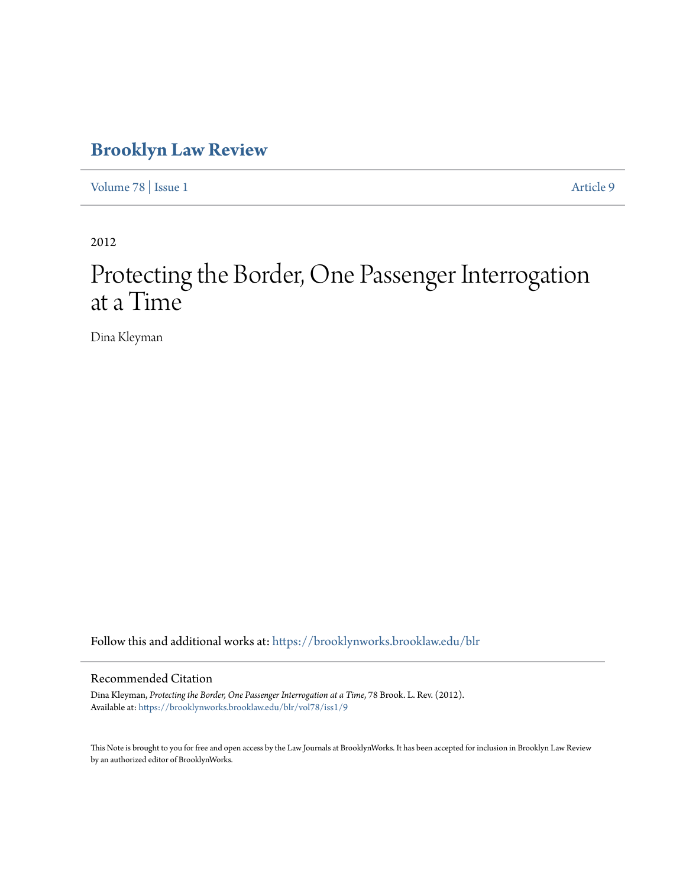# Brooklyn Law Review

Volume 78 | Issue 1 Article 9

2012

# Protecting the Border, One Passenger Interrogation at a Time

Dina Kleyman

Follow this and additional works at: https://brooklynworks.brooklaw.edu/blr

## Recommended Citation

Dina Kleyman, *Protecting the Border, One Passenger Interrogation at a Time*, 78 Brook. L. Rev. (2012).
Available at: https://brooklynworks.brooklaw.edu/blr/vol78/iss1/9

This Note is brought to you for free and open access by the Law Journals at BrooklynWorks. It has been accepted for inclusion in Brooklyn Law Review by an authorized editor of BrooklynWorks.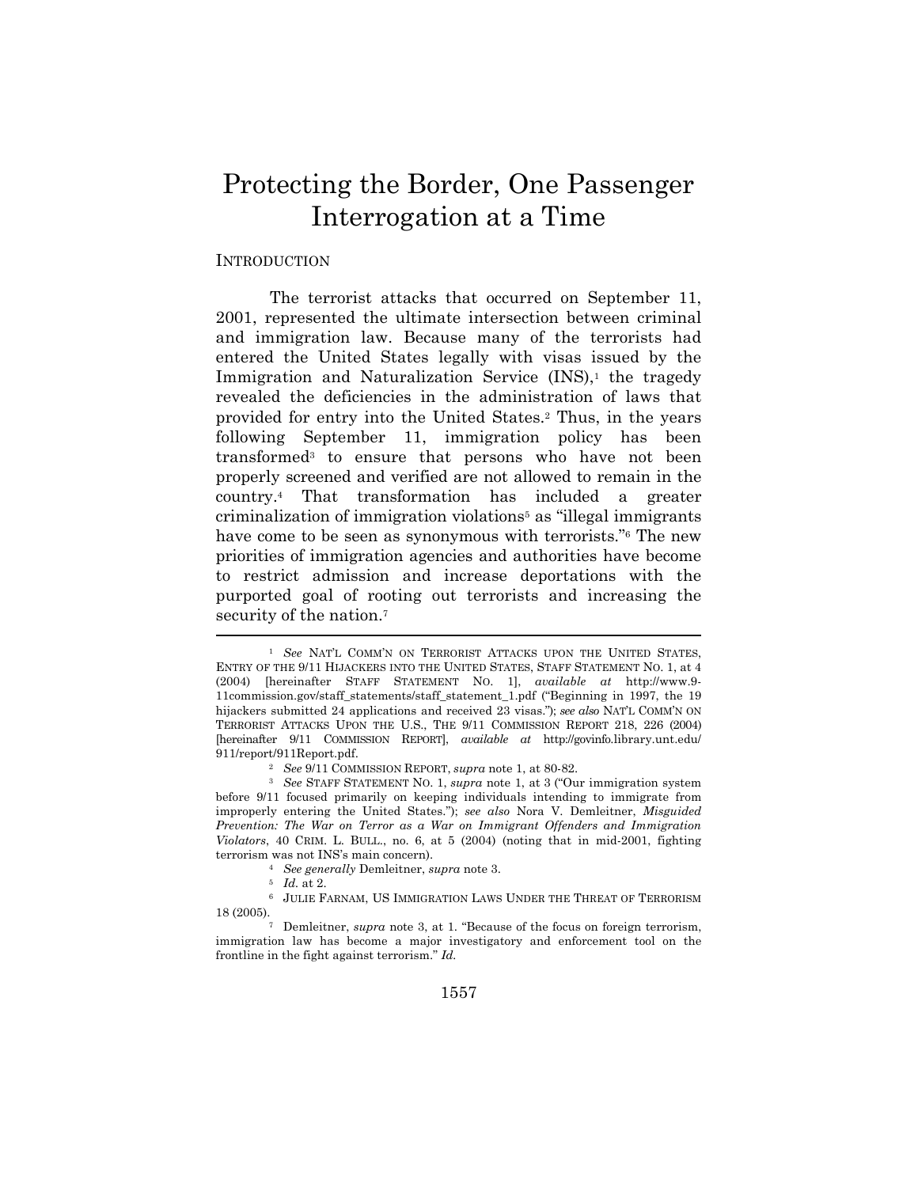# Protecting the Border, One Passenger Interrogation at a Time

## INTRODUCTION

The terrorist attacks that occurred on September 11, 2001, represented the ultimate intersection between criminal and immigration law. Because many of the terrorists had entered the United States legally with visas issued by the Immigration and Naturalization Service (INS),[1] the tragedy revealed the deficiencies in the administration of laws that provided for entry into the United States.[2] Thus, in the years following September 11, immigration policy has been transformed[3] to ensure that persons who have not been properly screened and verified are not allowed to remain in the country.[4] That transformation has included a greater criminalization of immigration violations[5] as "illegal immigrants have come to be seen as synonymous with terrorists."[6] The new priorities of immigration agencies and authorities have become to restrict admission and increase deportations with the purported goal of rooting out terrorists and increasing the security of the nation.[7]

---

[1] *See* NAT'L COMM'N ON TERRORIST ATTACKS UPON THE UNITED STATES, ENTRY OF THE 9/11 HIJACKERS INTO THE UNITED STATES, STAFF STATEMENT NO. 1, at 4 (2004) [hereinafter STAFF STATEMENT NO. 1], *available at* http://www.9-11commission.gov/staff_statements/staff_statement_1.pdf ("Beginning in 1997, the 19 hijackers submitted 24 applications and received 23 visas."); *see also* NAT'L COMM'N ON TERRORIST ATTACKS UPON THE U.S., THE 9/11 COMMISSION REPORT 218, 226 (2004) [hereinafter 9/11 COMMISSION REPORT], *available at* http://govinfo.library.unt.edu/911/report/911Report.pdf.

[2] *See* 9/11 COMMISSION REPORT, *supra* note 1, at 80-82.

[3] *See* STAFF STATEMENT NO. 1, *supra* note 1, at 3 ("Our immigration system before 9/11 focused primarily on keeping individuals intending to immigrate from improperly entering the United States."); *see also* Nora V. Demleitner, *Misguided Prevention: The War on Terror as a War on Immigrant Offenders and Immigration Violators*, 40 CRIM. L. BULL., no. 6, at 5 (2004) (noting that in mid-2001, fighting terrorism was not INS's main concern).

[4] *See generally* Demleitner, *supra* note 3.

[5] *Id.* at 2.

[6] JULIE FARNAM, US IMMIGRATION LAWS UNDER THE THREAT OF TERRORISM 18 (2005).

[7] Demleitner, *supra* note 3, at 1. "Because of the focus on foreign terrorism, immigration law has become a major investigatory and enforcement tool on the frontline in the fight against terrorism." *Id.*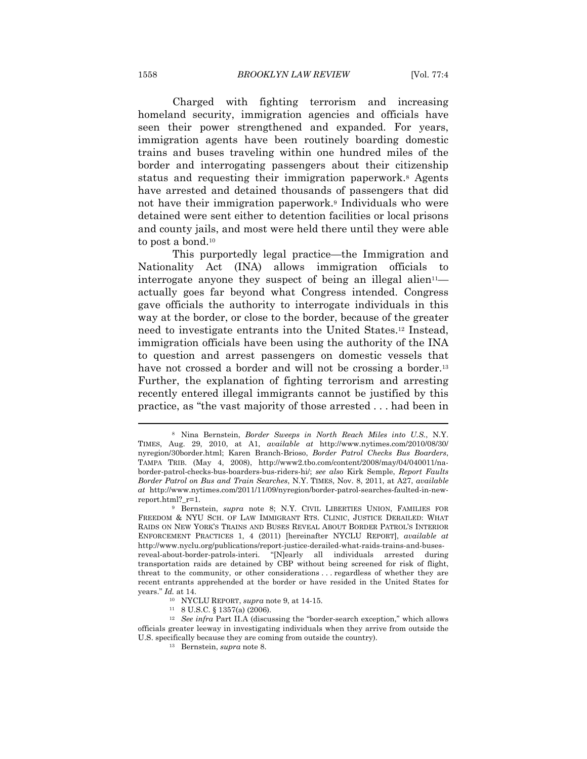Charged with fighting terrorism and increasing homeland security, immigration agencies and officials have seen their power strengthened and expanded. For years, immigration agents have been routinely boarding domestic trains and buses traveling within one hundred miles of the border and interrogating passengers about their citizenship status and requesting their immigration paperwork.[8] Agents have arrested and detained thousands of passengers that did not have their immigration paperwork.[9] Individuals who were detained were sent either to detention facilities or local prisons and county jails, and most were held there until they were able to post a bond.[10]

This purportedly legal practice—the Immigration and Nationality Act (INA) allows immigration officials to interrogate anyone they suspect of being an illegal alien[11]—actually goes far beyond what Congress intended. Congress gave officials the authority to interrogate individuals in this way at the border, or close to the border, because of the greater need to investigate entrants into the United States.[12] Instead, immigration officials have been using the authority of the INA to question and arrest passengers on domestic vessels that have not crossed a border and will not be crossing a border.[13] Further, the explanation of fighting terrorism and arresting recently entered illegal immigrants cannot be justified by this practice, as "the vast majority of those arrested . . . had been in

---

[8] Nina Bernstein, *Border Sweeps in North Reach Miles into U.S.*, N.Y. TIMES, Aug. 29, 2010, at A1, *available at* http://www.nytimes.com/2010/08/30/nyregion/30border.html; Karen Branch-Brioso, *Border Patrol Checks Bus Boarders*, TAMPA TRIB. (May 4, 2008), http://www2.tbo.com/content/2008/may/04/040011/na-border-patrol-checks-bus-boarders-bus-riders-hi/; *see also* Kirk Semple, *Report Faults Border Patrol on Bus and Train Searches*, N.Y. TIMES, Nov. 8, 2011, at A27, *available at* http://www.nytimes.com/2011/11/09/nyregion/border-patrol-searches-faulted-in-new-report.html?_r=1.

[9] Bernstein, *supra* note 8; N.Y. CIVIL LIBERTIES UNION, FAMILIES FOR FREEDOM & NYU SCH. OF LAW IMMIGRANT RTS. CLINIC, JUSTICE DERAILED: WHAT RAIDS ON NEW YORK'S TRAINS AND BUSES REVEAL ABOUT BORDER PATROL'S INTERIOR ENFORCEMENT PRACTICES 1, 4 (2011) [hereinafter NYCLU REPORT], *available at* http://www.nyclu.org/publications/report-justice-derailed-what-raids-trains-and-buses-reveal-about-border-patrols-interi. "[N]early all individuals arrested during transportation raids are detained by CBP without being screened for risk of flight, threat to the community, or other considerations . . . regardless of whether they are recent entrants apprehended at the border or have resided in the United States for years." *Id.* at 14.

[10] NYCLU REPORT, *supra* note 9, at 14-15.

[11] 8 U.S.C. § 1357(a) (2006).

[12] *See infra* Part II.A (discussing the "border-search exception," which allows officials greater leeway in investigating individuals when they arrive from outside the U.S. specifically because they are coming from outside the country).

[13] Bernstein, *supra* note 8.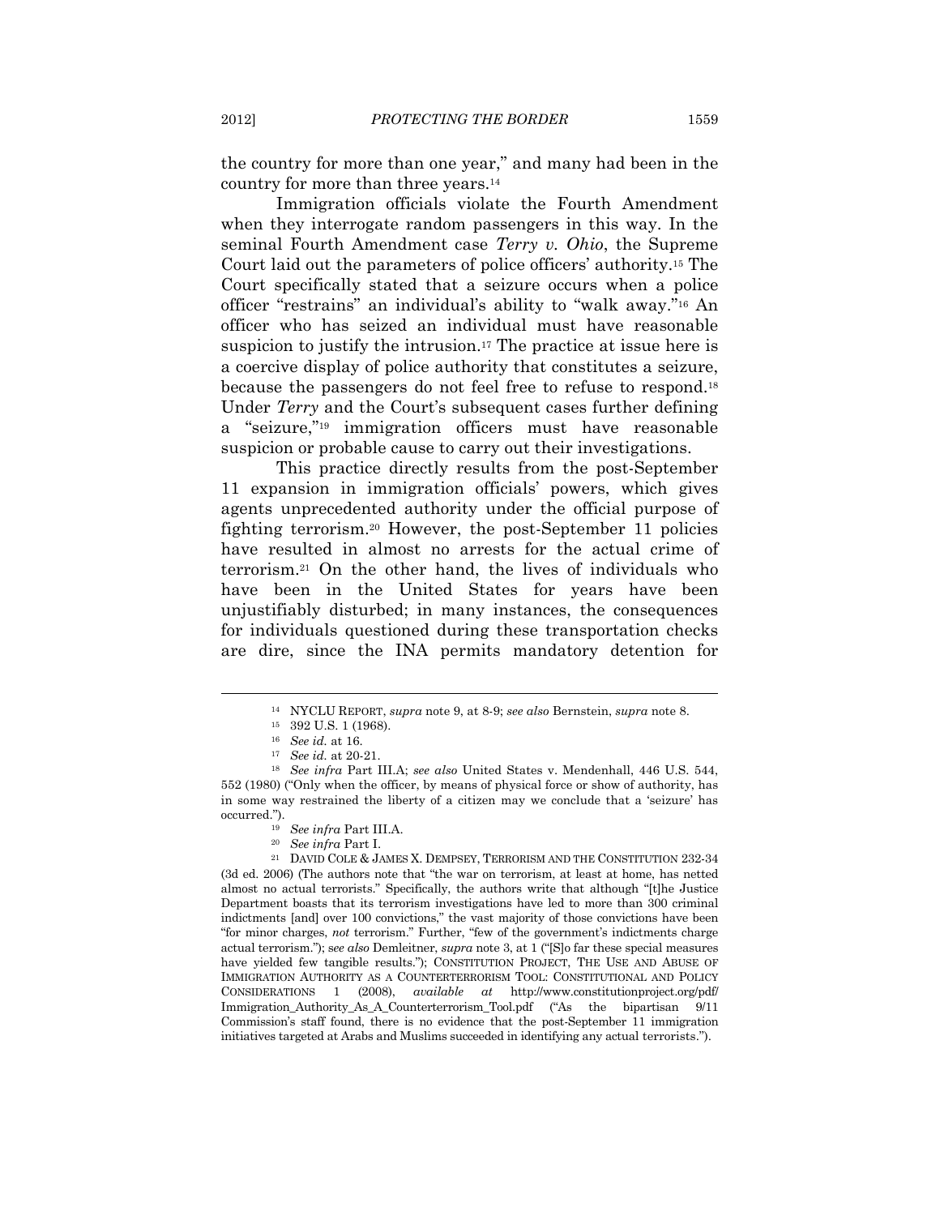the country for more than one year," and many had been in the country for more than three years.[14]

Immigration officials violate the Fourth Amendment when they interrogate random passengers in this way. In the seminal Fourth Amendment case *Terry v. Ohio*, the Supreme Court laid out the parameters of police officers' authority.[15] The Court specifically stated that a seizure occurs when a police officer "restrains" an individual's ability to "walk away."[16] An officer who has seized an individual must have reasonable suspicion to justify the intrusion.[17] The practice at issue here is a coercive display of police authority that constitutes a seizure, because the passengers do not feel free to refuse to respond.[18] Under *Terry* and the Court's subsequent cases further defining a "seizure,"[19] immigration officers must have reasonable suspicion or probable cause to carry out their investigations.

This practice directly results from the post-September 11 expansion in immigration officials' powers, which gives agents unprecedented authority under the official purpose of fighting terrorism.[20] However, the post-September 11 policies have resulted in almost no arrests for the actual crime of terrorism.[21] On the other hand, the lives of individuals who have been in the United States for years have been unjustifiably disturbed; in many instances, the consequences for individuals questioned during these transportation checks are dire, since the INA permits mandatory detention for

---

[14] NYCLU REPORT, *supra* note 9, at 8-9; *see also* Bernstein, *supra* note 8.

[15] 392 U.S. 1 (1968).

[16] *See id.* at 16.

[17] *See id.* at 20-21.

[18] *See infra* Part III.A; *see also* United States v. Mendenhall, 446 U.S. 544, 552 (1980) ("Only when the officer, by means of physical force or show of authority, has in some way restrained the liberty of a citizen may we conclude that a 'seizure' has occurred.").

[19] *See infra* Part III.A.

[20] *See infra* Part I.

[21] DAVID COLE & JAMES X. DEMPSEY, TERRORISM AND THE CONSTITUTION 232-34 (3d ed. 2006) (The authors note that "the war on terrorism, at least at home, has netted almost no actual terrorists." Specifically, the authors write that although "[t]he Justice Department boasts that its terrorism investigations have led to more than 300 criminal indictments [and] over 100 convictions," the vast majority of those convictions have been "for minor charges, *not* terrorism." Further, "few of the government's indictments charge actual terrorism."); s*ee also* Demleitner, *supra* note 3, at 1 ("[S]o far these special measures have yielded few tangible results."); CONSTITUTION PROJECT, THE USE AND ABUSE OF IMMIGRATION AUTHORITY AS A COUNTERTERRORISM TOOL: CONSTITUTIONAL AND POLICY CONSIDERATIONS 1 (2008), *available at* http://www.constitutionproject.org/pdf/Immigration_Authority_As_A_Counterterrorism_Tool.pdf ("As the bipartisan 9/11 Commission's staff found, there is no evidence that the post-September 11 immigration initiatives targeted at Arabs and Muslims succeeded in identifying any actual terrorists.").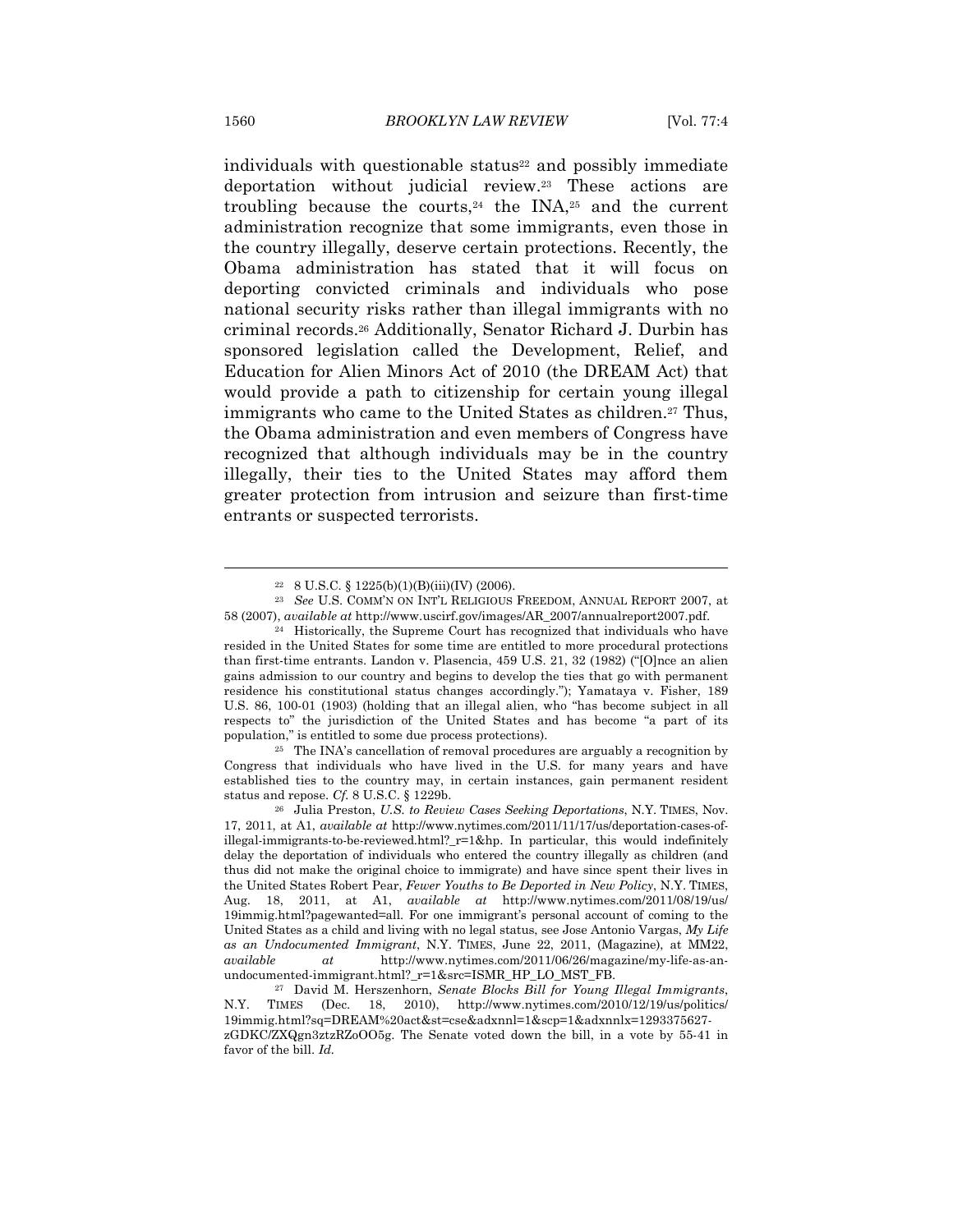individuals with questionable status[22] and possibly immediate deportation without judicial review.[23] These actions are troubling because the courts,[24] the INA,[25] and the current administration recognize that some immigrants, even those in the country illegally, deserve certain protections. Recently, the Obama administration has stated that it will focus on deporting convicted criminals and individuals who pose national security risks rather than illegal immigrants with no criminal records.[26] Additionally, Senator Richard J. Durbin has sponsored legislation called the Development, Relief, and Education for Alien Minors Act of 2010 (the DREAM Act) that would provide a path to citizenship for certain young illegal immigrants who came to the United States as children.[27] Thus, the Obama administration and even members of Congress have recognized that although individuals may be in the country illegally, their ties to the United States may afford them greater protection from intrusion and seizure than first-time entrants or suspected terrorists.

---

[22] 8 U.S.C. § 1225(b)(1)(B)(iii)(IV) (2006).

[23] *See* U.S. COMM'N ON INT'L RELIGIOUS FREEDOM, ANNUAL REPORT 2007, at 58 (2007), *available at* http://www.uscirf.gov/images/AR_2007/annualreport2007.pdf.

[24] Historically, the Supreme Court has recognized that individuals who have resided in the United States for some time are entitled to more procedural protections than first-time entrants. Landon v. Plasencia, 459 U.S. 21, 32 (1982) ("[O]nce an alien gains admission to our country and begins to develop the ties that go with permanent residence his constitutional status changes accordingly."); Yamataya v. Fisher, 189 U.S. 86, 100-01 (1903) (holding that an illegal alien, who "has become subject in all respects to" the jurisdiction of the United States and has become "a part of its population," is entitled to some due process protections).

[25] The INA's cancellation of removal procedures are arguably a recognition by Congress that individuals who have lived in the U.S. for many years and have established ties to the country may, in certain instances, gain permanent resident status and repose. *Cf.* 8 U.S.C. § 1229b.

[26] Julia Preston, *U.S. to Review Cases Seeking Deportations*, N.Y. TIMES, Nov. 17, 2011, at A1, *available at* http://www.nytimes.com/2011/11/17/us/deportation-cases-of-illegal-immigrants-to-be-reviewed.html?_r=1&hp. In particular, this would indefinitely delay the deportation of individuals who entered the country illegally as children (and thus did not make the original choice to immigrate) and have since spent their lives in the United States Robert Pear, *Fewer Youths to Be Deported in New Policy*, N.Y. TIMES, Aug. 18, 2011, at A1, *available at* http://www.nytimes.com/2011/08/19/us/19immig.html?pagewanted=all. For one immigrant's personal account of coming to the United States as a child and living with no legal status, see Jose Antonio Vargas, *My Life as an Undocumented Immigrant*, N.Y. TIMES, June 22, 2011, (Magazine), at MM22, *available at* http://www.nytimes.com/2011/06/26/magazine/my-life-as-an-undocumented-immigrant.html?_r=1&src=ISMR_HP_LO_MST_FB.

[27] David M. Herszenhorn, *Senate Blocks Bill for Young Illegal Immigrants*, N.Y. TIMES (Dec. 18, 2010), http://www.nytimes.com/2010/12/19/us/politics/19immig.html?sq=DREAM%20act&st=cse&adxnnl=1&scp=1&adxnnlx=1293375627-zGDKC/ZXQgn3ztzRZoOO5g. The Senate voted down the bill, in a vote by 55-41 in favor of the bill. *Id.*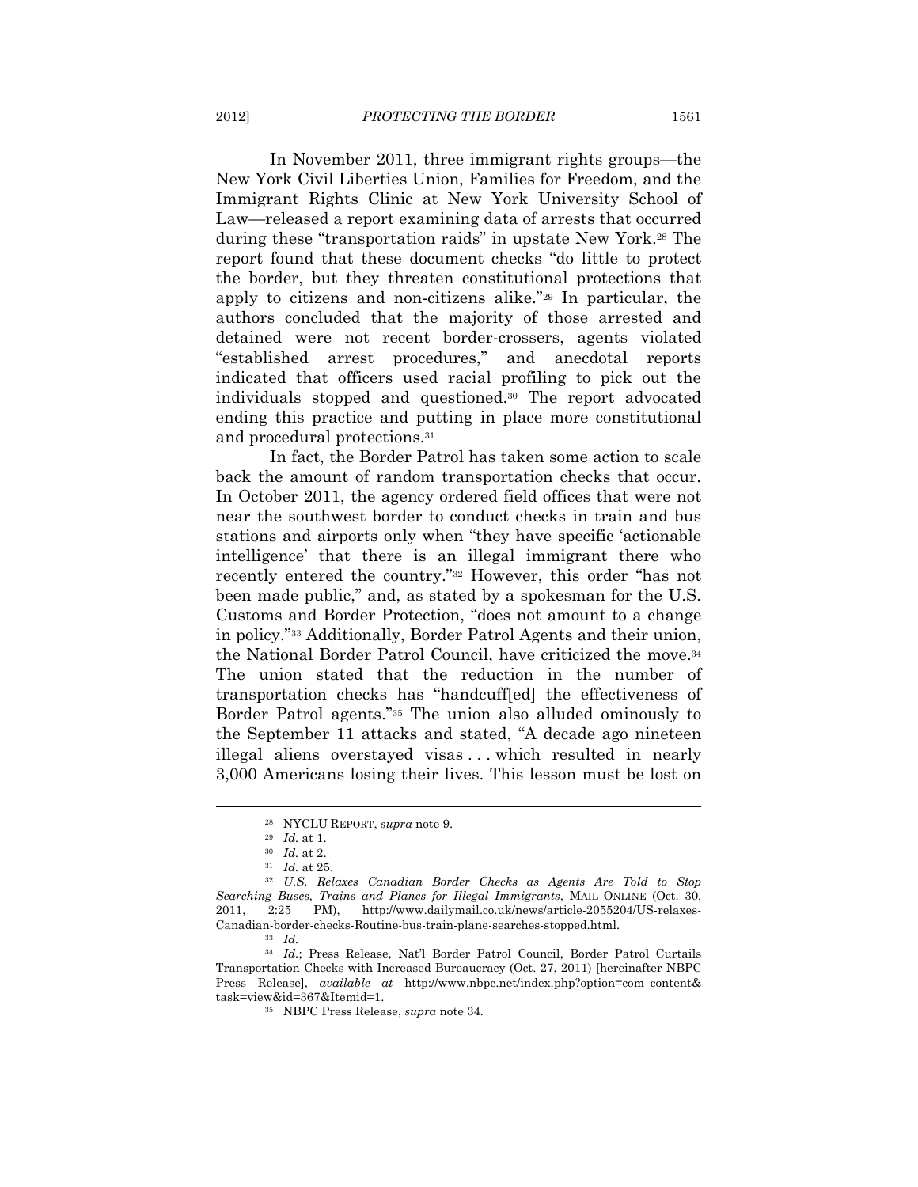In November 2011, three immigrant rights groups—the New York Civil Liberties Union, Families for Freedom, and the Immigrant Rights Clinic at New York University School of Law—released a report examining data of arrests that occurred during these "transportation raids" in upstate New York.[28] The report found that these document checks "do little to protect the border, but they threaten constitutional protections that apply to citizens and non-citizens alike."[29] In particular, the authors concluded that the majority of those arrested and detained were not recent border-crossers, agents violated "established arrest procedures," and anecdotal reports indicated that officers used racial profiling to pick out the individuals stopped and questioned.[30] The report advocated ending this practice and putting in place more constitutional and procedural protections.[31]

In fact, the Border Patrol has taken some action to scale back the amount of random transportation checks that occur. In October 2011, the agency ordered field offices that were not near the southwest border to conduct checks in train and bus stations and airports only when "they have specific 'actionable intelligence' that there is an illegal immigrant there who recently entered the country."[32] However, this order "has not been made public," and, as stated by a spokesman for the U.S. Customs and Border Protection, "does not amount to a change in policy."[33] Additionally, Border Patrol Agents and their union, the National Border Patrol Council, have criticized the move.[34] The union stated that the reduction in the number of transportation checks has "handcuff[ed] the effectiveness of Border Patrol agents."[35] The union also alluded ominously to the September 11 attacks and stated, "A decade ago nineteen illegal aliens overstayed visas . . . which resulted in nearly 3,000 Americans losing their lives. This lesson must be lost on

---

[28] NYCLU REPORT, *supra* note 9.

[29] *Id.* at 1.

[30] *Id.* at 2.

[31] *Id.* at 25.

[32] *U.S. Relaxes Canadian Border Checks as Agents Are Told to Stop Searching Buses, Trains and Planes for Illegal Immigrants*, MAIL ONLINE (Oct. 30, 2011, 2:25 PM), http://www.dailymail.co.uk/news/article-2055204/US-relaxes-Canadian-border-checks-Routine-bus-train-plane-searches-stopped.html.

[33] *Id.*

[34] *Id.*; Press Release, Nat'l Border Patrol Council, Border Patrol Curtails Transportation Checks with Increased Bureaucracy (Oct. 27, 2011) [hereinafter NBPC Press Release], *available at* http://www.nbpc.net/index.php?option=com_content&task=view&id=367&Itemid=1.

[35] NBPC Press Release, *supra* note 34.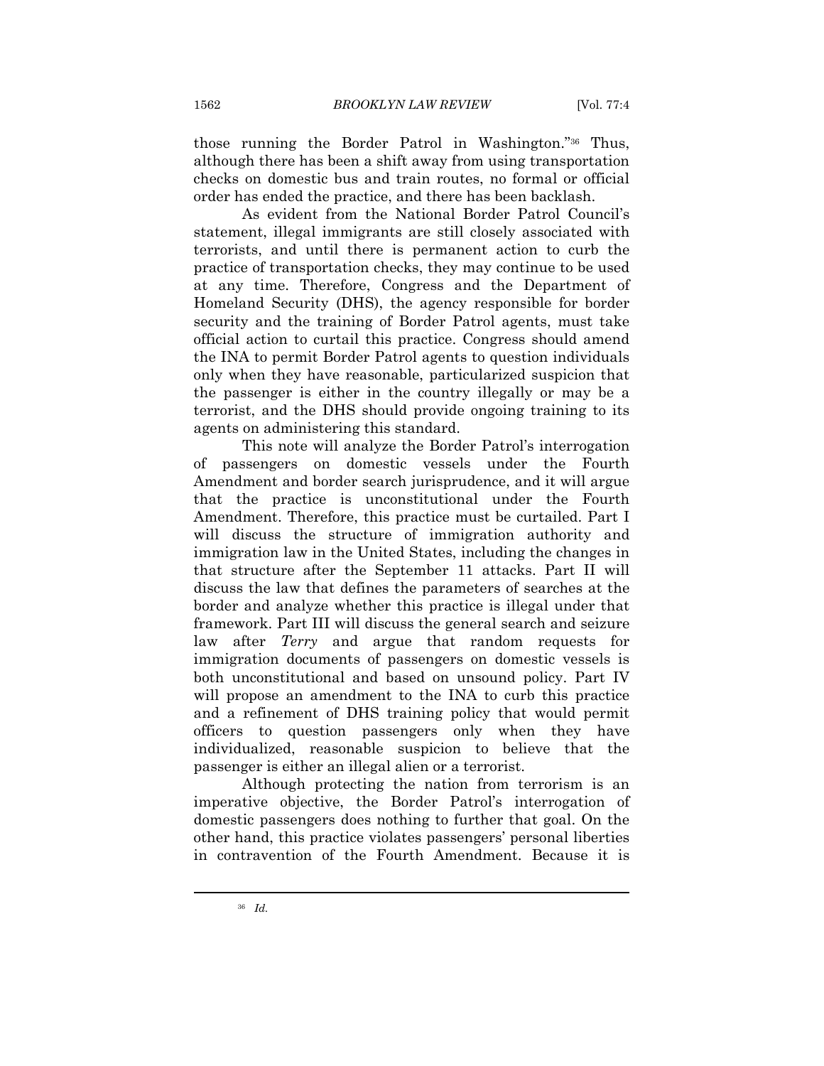those running the Border Patrol in Washington."[36] Thus, although there has been a shift away from using transportation checks on domestic bus and train routes, no formal or official order has ended the practice, and there has been backlash.

As evident from the National Border Patrol Council's statement, illegal immigrants are still closely associated with terrorists, and until there is permanent action to curb the practice of transportation checks, they may continue to be used at any time. Therefore, Congress and the Department of Homeland Security (DHS), the agency responsible for border security and the training of Border Patrol agents, must take official action to curtail this practice. Congress should amend the INA to permit Border Patrol agents to question individuals only when they have reasonable, particularized suspicion that the passenger is either in the country illegally or may be a terrorist, and the DHS should provide ongoing training to its agents on administering this standard.

This note will analyze the Border Patrol's interrogation of passengers on domestic vessels under the Fourth Amendment and border search jurisprudence, and it will argue that the practice is unconstitutional under the Fourth Amendment. Therefore, this practice must be curtailed. Part I will discuss the structure of immigration authority and immigration law in the United States, including the changes in that structure after the September 11 attacks. Part II will discuss the law that defines the parameters of searches at the border and analyze whether this practice is illegal under that framework. Part III will discuss the general search and seizure law after *Terry* and argue that random requests for immigration documents of passengers on domestic vessels is both unconstitutional and based on unsound policy. Part IV will propose an amendment to the INA to curb this practice and a refinement of DHS training policy that would permit officers to question passengers only when they have individualized, reasonable suspicion to believe that the passenger is either an illegal alien or a terrorist.

Although protecting the nation from terrorism is an imperative objective, the Border Patrol's interrogation of domestic passengers does nothing to further that goal. On the other hand, this practice violates passengers' personal liberties in contravention of the Fourth Amendment. Because it is

---

[36] *Id.*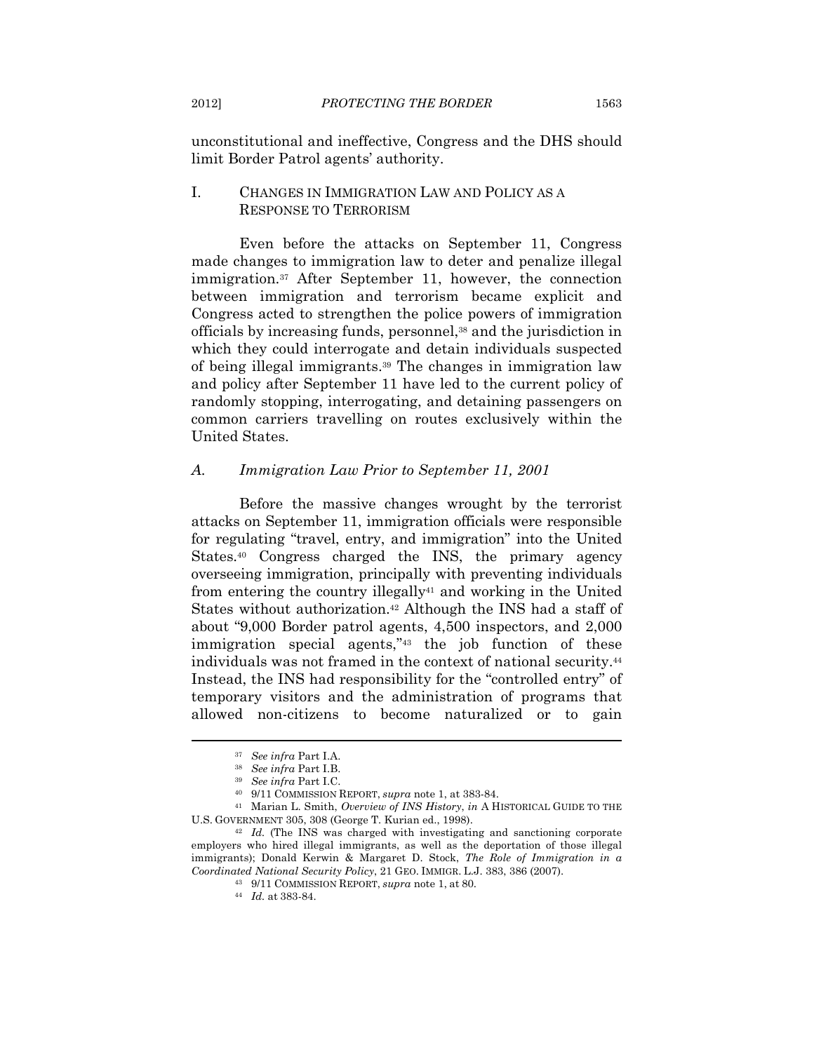unconstitutional and ineffective, Congress and the DHS should limit Border Patrol agents' authority.

# I. CHANGES IN IMMIGRATION LAW AND POLICY AS A RESPONSE TO TERRORISM

Even before the attacks on September 11, Congress made changes to immigration law to deter and penalize illegal immigration.[37] After September 11, however, the connection between immigration and terrorism became explicit and Congress acted to strengthen the police powers of immigration officials by increasing funds, personnel,[38] and the jurisdiction in which they could interrogate and detain individuals suspected of being illegal immigrants.[39] The changes in immigration law and policy after September 11 have led to the current policy of randomly stopping, interrogating, and detaining passengers on common carriers travelling on routes exclusively within the United States.

## *A. Immigration Law Prior to September 11, 2001*

Before the massive changes wrought by the terrorist attacks on September 11, immigration officials were responsible for regulating "travel, entry, and immigration" into the United States.[40] Congress charged the INS, the primary agency overseeing immigration, principally with preventing individuals from entering the country illegally[41] and working in the United States without authorization.[42] Although the INS had a staff of about "9,000 Border patrol agents, 4,500 inspectors, and 2,000 immigration special agents,"[43] the job function of these individuals was not framed in the context of national security.[44] Instead, the INS had responsibility for the "controlled entry" of temporary visitors and the administration of programs that allowed non-citizens to become naturalized or to gain

---

[37] *See infra* Part I.A.

[38] *See infra* Part I.B.

[39] *See infra* Part I.C.

[40] 9/11 COMMISSION REPORT, *supra* note 1, at 383-84.

[41] Marian L. Smith, *Overview of INS History*, *in* A HISTORICAL GUIDE TO THE U.S. GOVERNMENT 305, 308 (George T. Kurian ed., 1998).

[42] *Id.* (The INS was charged with investigating and sanctioning corporate employers who hired illegal immigrants, as well as the deportation of those illegal immigrants); Donald Kerwin & Margaret D. Stock, *The Role of Immigration in a Coordinated National Security Policy*, 21 GEO. IMMIGR. L.J. 383, 386 (2007).

[43] 9/11 COMMISSION REPORT, *supra* note 1, at 80.

[44] *Id.* at 383-84.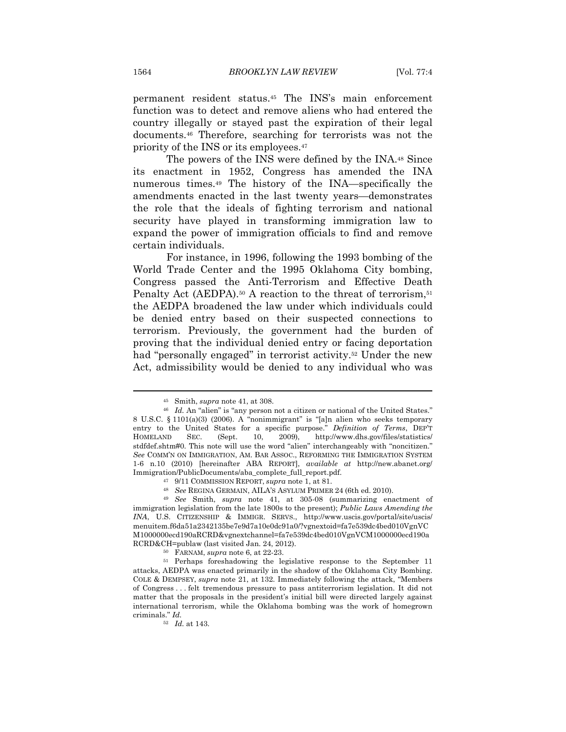permanent resident status.[45] The INS's main enforcement function was to detect and remove aliens who had entered the country illegally or stayed past the expiration of their legal documents.[46] Therefore, searching for terrorists was not the priority of the INS or its employees.[47]

The powers of the INS were defined by the INA.[48] Since its enactment in 1952, Congress has amended the INA numerous times.[49] The history of the INA—specifically the amendments enacted in the last twenty years—demonstrates the role that the ideals of fighting terrorism and national security have played in transforming immigration law to expand the power of immigration officials to find and remove certain individuals.

For instance, in 1996, following the 1993 bombing of the World Trade Center and the 1995 Oklahoma City bombing, Congress passed the Anti-Terrorism and Effective Death Penalty Act (AEDPA).[50] A reaction to the threat of terrorism,[51] the AEDPA broadened the law under which individuals could be denied entry based on their suspected connections to terrorism. Previously, the government had the burden of proving that the individual denied entry or facing deportation had "personally engaged" in terrorist activity.[52] Under the new Act, admissibility would be denied to any individual who was

---

[45] Smith, *supra* note 41, at 308.

[46] *Id.* An "alien" is "any person not a citizen or national of the United States." 8 U.S.C. § 1101(a)(3) (2006). A "nonimmigrant" is "[a]n alien who seeks temporary entry to the United States for a specific purpose." *Definition of Terms*, DEP'T HOMELAND SEC. (Sept. 10, 2009), http://www.dhs.gov/files/statistics/stdfdef.shtm#0. This note will use the word "alien" interchangeably with "noncitizen." *See* COMM'N ON IMMIGRATION, AM. BAR ASSOC., REFORMING THE IMMIGRATION SYSTEM 1-6 n.10 (2010) [hereinafter ABA REPORT], *available at* http://new.abanet.org/Immigration/PublicDocuments/aba_complete_full_report.pdf.

[47] 9/11 COMMISSION REPORT, *supra* note 1, at 81.

[48] *See* REGINA GERMAIN, AILA'S ASYLUM PRIMER 24 (6th ed. 2010).

[49] *See* Smith, *supra* note 41, at 305-08 (summarizing enactment of immigration legislation from the late 1800s to the present); *Public Laws Amending the INA*, U.S. CITIZENSHIP & IMMIGR. SERVS., http://www.uscis.gov/portal/site/uscis/menuitem.f6da51a2342135be7e9d7a10e0dc91a0/?vgnextoid=fa7e539dc4bed010VgnVCM1000000ecd190aRCRD&vgnextchannel=fa7e539dc4bed010VgnVCM1000000ecd190aRCRD&CH=publaw (last visited Jan. 24, 2012).

[50] FARNAM, *supra* note 6, at 22-23.

[51] Perhaps foreshadowing the legislative response to the September 11 attacks, AEDPA was enacted primarily in the shadow of the Oklahoma City Bombing. COLE & DEMPSEY, *supra* note 21, at 132. Immediately following the attack, "Members of Congress . . . felt tremendous pressure to pass antiterrorism legislation. It did not matter that the proposals in the president's initial bill were directed largely against international terrorism, while the Oklahoma bombing was the work of homegrown criminals." *Id.*

[52] *Id.* at 143.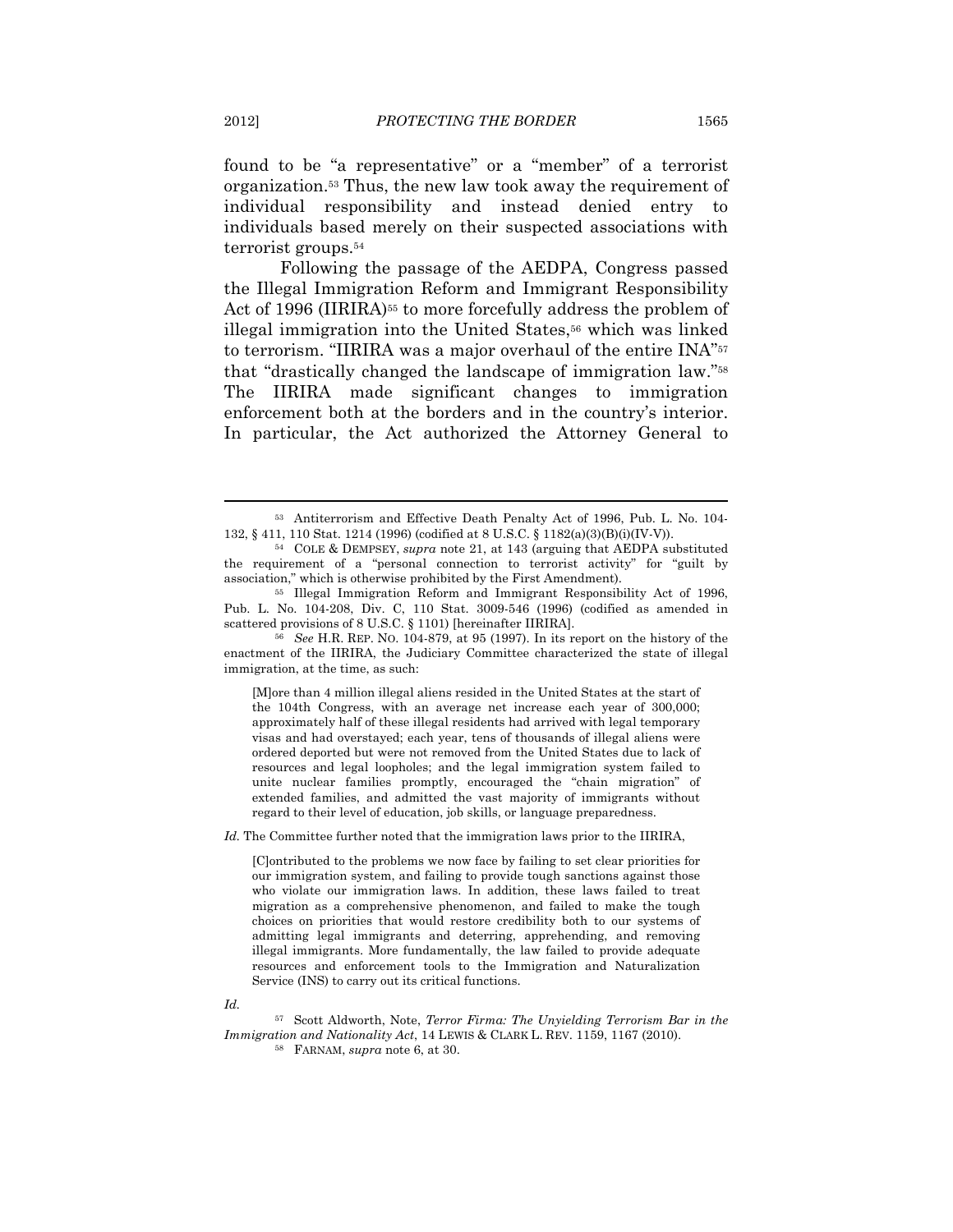found to be "a representative" or a "member" of a terrorist organization.[53] Thus, the new law took away the requirement of individual responsibility and instead denied entry to individuals based merely on their suspected associations with terrorist groups.[54]

Following the passage of the AEDPA, Congress passed the Illegal Immigration Reform and Immigrant Responsibility Act of 1996 (IIRIRA)[55] to more forcefully address the problem of illegal immigration into the United States,[56] which was linked to terrorism. "IIRIRA was a major overhaul of the entire INA"[57] that "drastically changed the landscape of immigration law."[58] The IIRIRA made significant changes to immigration enforcement both at the borders and in the country's interior. In particular, the Act authorized the Attorney General to

---

[53] Antiterrorism and Effective Death Penalty Act of 1996, Pub. L. No. 104-132, § 411, 110 Stat. 1214 (1996) (codified at 8 U.S.C. § 1182(a)(3)(B)(i)(IV-V)).

[54] COLE & DEMPSEY, *supra* note 21, at 143 (arguing that AEDPA substituted the requirement of a "personal connection to terrorist activity" for "guilt by association," which is otherwise prohibited by the First Amendment).

[55] Illegal Immigration Reform and Immigrant Responsibility Act of 1996, Pub. L. No. 104-208, Div. C, 110 Stat. 3009-546 (1996) (codified as amended in scattered provisions of 8 U.S.C. § 1101) [hereinafter IIRIRA].

[56] *See* H.R. REP. NO. 104-879, at 95 (1997). In its report on the history of the enactment of the IIRIRA, the Judiciary Committee characterized the state of illegal immigration, at the time, as such:

> [M]ore than 4 million illegal aliens resided in the United States at the start of the 104th Congress, with an average net increase each year of 300,000; approximately half of these illegal residents had arrived with legal temporary visas and had overstayed; each year, tens of thousands of illegal aliens were ordered deported but were not removed from the United States due to lack of resources and legal loopholes; and the legal immigration system failed to unite nuclear families promptly, encouraged the "chain migration" of extended families, and admitted the vast majority of immigrants without regard to their level of education, job skills, or language preparedness.

*Id.* The Committee further noted that the immigration laws prior to the IIRIRA,

> [C]ontributed to the problems we now face by failing to set clear priorities for our immigration system, and failing to provide tough sanctions against those who violate our immigration laws. In addition, these laws failed to treat migration as a comprehensive phenomenon, and failed to make the tough choices on priorities that would restore credibility both to our systems of admitting legal immigrants and deterring, apprehending, and removing illegal immigrants. More fundamentally, the law failed to provide adequate resources and enforcement tools to the Immigration and Naturalization Service (INS) to carry out its critical functions.

*Id.*

[57] Scott Aldworth, Note, *Terror Firma: The Unyielding Terrorism Bar in the Immigration and Nationality Act*, 14 LEWIS & CLARK L. REV. 1159, 1167 (2010).

[58] FARNAM, *supra* note 6, at 30.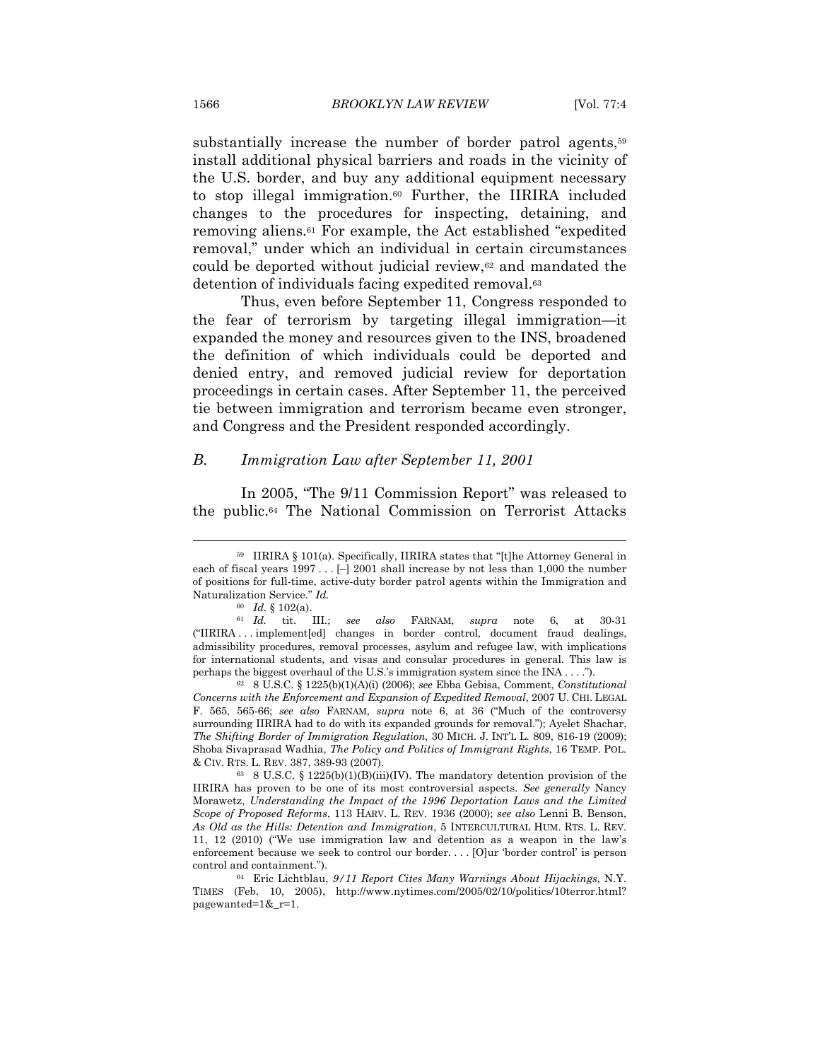substantially increase the number of border patrol agents,[59] install additional physical barriers and roads in the vicinity of the U.S. border, and buy any additional equipment necessary to stop illegal immigration.[60] Further, the IIRIRA included changes to the procedures for inspecting, detaining, and removing aliens.[61] For example, the Act established "expedited removal," under which an individual in certain circumstances could be deported without judicial review,[62] and mandated the detention of individuals facing expedited removal.[63]

Thus, even before September 11, Congress responded to the fear of terrorism by targeting illegal immigration—it expanded the money and resources given to the INS, broadened the definition of which individuals could be deported and denied entry, and removed judicial review for deportation proceedings in certain cases. After September 11, the perceived tie between immigration and terrorism became even stronger, and Congress and the President responded accordingly.

### *B. Immigration Law after September 11, 2001*

In 2005, "The 9/11 Commission Report" was released to the public.[64] The National Commission on Terrorist Attacks

---

[59] IIRIRA § 101(a). Specifically, IIRIRA states that "[t]he Attorney General in each of fiscal years 1997 . . . [–] 2001 shall increase by not less than 1,000 the number of positions for full-time, active-duty border patrol agents within the Immigration and Naturalization Service." *Id.*

[60] *Id.* § 102(a).

[61] *Id.* tit. III.; *see also* FARNAM, *supra* note 6, at 30-31 ("IIRIRA . . . implement[ed] changes in border control, document fraud dealings, admissibility procedures, removal processes, asylum and refugee law, with implications for international students, and visas and consular procedures in general. This law is perhaps the biggest overhaul of the U.S.'s immigration system since the INA . . . .").

[62] 8 U.S.C. § 1225(b)(1)(A)(i) (2006); *see* Ebba Gebisa, Comment, *Constitutional Concerns with the Enforcement and Expansion of Expedited Removal*, 2007 U. CHI. LEGAL F. 565, 565-66; *see also* FARNAM, *supra* note 6, at 36 ("Much of the controversy surrounding IIRIRA had to do with its expanded grounds for removal."); Ayelet Shachar, *The Shifting Border of Immigration Regulation*, 30 MICH. J. INT'L L. 809, 816-19 (2009); Shoba Sivaprasad Wadhia, *The Policy and Politics of Immigrant Rights*, 16 TEMP. POL. & CIV. RTS. L. REV. 387, 389-93 (2007).

[63] 8 U.S.C. § 1225(b)(1)(B)(iii)(IV). The mandatory detention provision of the IIRIRA has proven to be one of its most controversial aspects. *See generally* Nancy Morawetz, *Understanding the Impact of the 1996 Deportation Laws and the Limited Scope of Proposed Reforms*, 113 HARV. L. REV. 1936 (2000); *see also* Lenni B. Benson, *As Old as the Hills: Detention and Immigration*, 5 INTERCULTURAL HUM. RTS. L. REV. 11, 12 (2010) ("We use immigration law and detention as a weapon in the law's enforcement because we seek to control our border. . . . [O]ur 'border control' is person control and containment.").

[64] Eric Lichtblau, *9/11 Report Cites Many Warnings About Hijackings*, N.Y. TIMES (Feb. 10, 2005), http://www.nytimes.com/2005/02/10/politics/10terror.html?pagewanted=1&_r=1.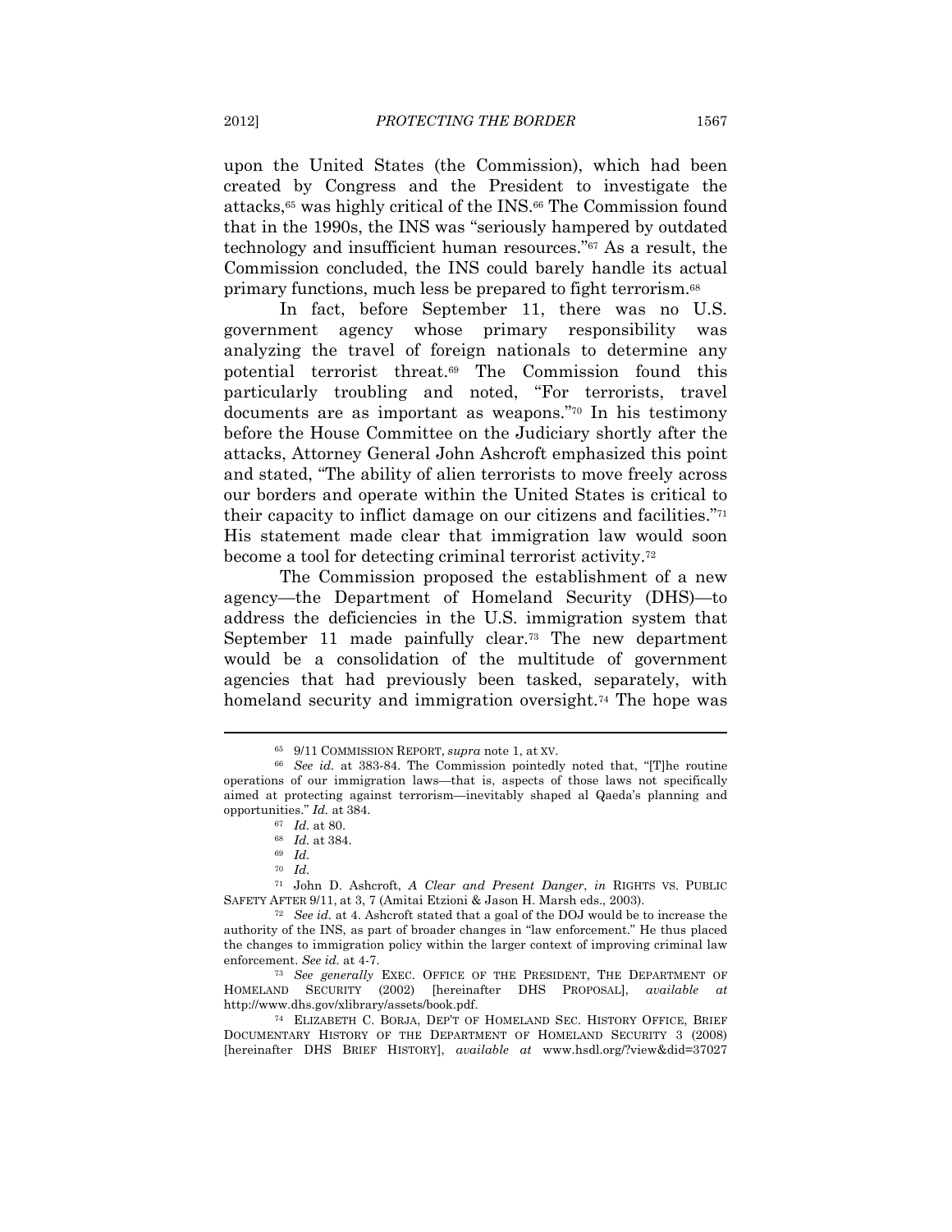upon the United States (the Commission), which had been created by Congress and the President to investigate the attacks,[65] was highly critical of the INS.[66] The Commission found that in the 1990s, the INS was "seriously hampered by outdated technology and insufficient human resources."[67] As a result, the Commission concluded, the INS could barely handle its actual primary functions, much less be prepared to fight terrorism.[68]

In fact, before September 11, there was no U.S. government agency whose primary responsibility was analyzing the travel of foreign nationals to determine any potential terrorist threat.[69] The Commission found this particularly troubling and noted, "For terrorists, travel documents are as important as weapons."[70] In his testimony before the House Committee on the Judiciary shortly after the attacks, Attorney General John Ashcroft emphasized this point and stated, "The ability of alien terrorists to move freely across our borders and operate within the United States is critical to their capacity to inflict damage on our citizens and facilities."[71] His statement made clear that immigration law would soon become a tool for detecting criminal terrorist activity.[72]

The Commission proposed the establishment of a new agency—the Department of Homeland Security (DHS)—to address the deficiencies in the U.S. immigration system that September 11 made painfully clear.[73] The new department would be a consolidation of the multitude of government agencies that had previously been tasked, separately, with homeland security and immigration oversight.[74] The hope was

---

[65] 9/11 COMMISSION REPORT, *supra* note 1, at XV.

[66] *See id.* at 383-84. The Commission pointedly noted that, "[T]he routine operations of our immigration laws—that is, aspects of those laws not specifically aimed at protecting against terrorism—inevitably shaped al Qaeda's planning and opportunities." *Id.* at 384.

[67] *Id.* at 80.

[68] *Id.* at 384.

[69] *Id.*

[70] *Id.*

[71] John D. Ashcroft, *A Clear and Present Danger*, *in* RIGHTS VS. PUBLIC SAFETY AFTER 9/11, at 3, 7 (Amitai Etzioni & Jason H. Marsh eds., 2003).

[72] *See id.* at 4. Ashcroft stated that a goal of the DOJ would be to increase the authority of the INS, as part of broader changes in "law enforcement." He thus placed the changes to immigration policy within the larger context of improving criminal law enforcement. *See id.* at 4-7.

[73] *See generally* EXEC. OFFICE OF THE PRESIDENT, THE DEPARTMENT OF HOMELAND SECURITY (2002) [hereinafter DHS PROPOSAL], *available at* http://www.dhs.gov/xlibrary/assets/book.pdf.

[74] ELIZABETH C. BORJA, DEP'T OF HOMELAND SEC. HISTORY OFFICE, BRIEF DOCUMENTARY HISTORY OF THE DEPARTMENT OF HOMELAND SECURITY 3 (2008) [hereinafter DHS BRIEF HISTORY], *available at* www.hsdl.org/?view&did=37027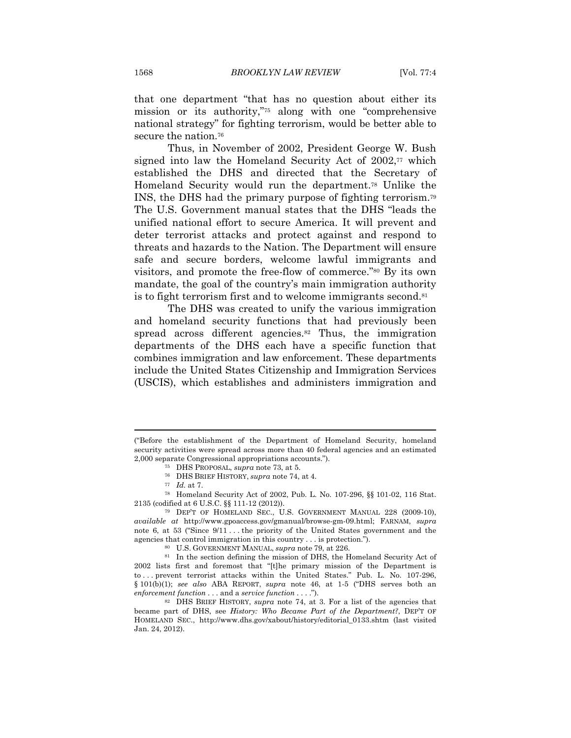that one department "that has no question about either its mission or its authority,"[75] along with one "comprehensive national strategy" for fighting terrorism, would be better able to secure the nation.[76]

Thus, in November of 2002, President George W. Bush signed into law the Homeland Security Act of 2002,[77] which established the DHS and directed that the Secretary of Homeland Security would run the department.[78] Unlike the INS, the DHS had the primary purpose of fighting terrorism.[79] The U.S. Government manual states that the DHS "leads the unified national effort to secure America. It will prevent and deter terrorist attacks and protect against and respond to threats and hazards to the Nation. The Department will ensure safe and secure borders, welcome lawful immigrants and visitors, and promote the free-flow of commerce."[80] By its own mandate, the goal of the country's main immigration authority is to fight terrorism first and to welcome immigrants second.[81]

The DHS was created to unify the various immigration and homeland security functions that had previously been spread across different agencies.[82] Thus, the immigration departments of the DHS each have a specific function that combines immigration and law enforcement. These departments include the United States Citizenship and Immigration Services (USCIS), which establishes and administers immigration and

---

("Before the establishment of the Department of Homeland Security, homeland security activities were spread across more than 40 federal agencies and an estimated 2,000 separate Congressional appropriations accounts.").

[75] DHS PROPOSAL, *supra* note 73, at 5.

[76] DHS BRIEF HISTORY, *supra* note 74, at 4.

[77] *Id.* at 7.

[78] Homeland Security Act of 2002, Pub. L. No. 107-296, §§ 101-02, 116 Stat. 2135 (codified at 6 U.S.C. §§ 111-12 (2012)).

[79] DEP'T OF HOMELAND SEC., U.S. GOVERNMENT MANUAL 228 (2009-10), *available at* http://www.gpoaccess.gov/gmanual/browse-gm-09.html; FARNAM, *supra* note 6, at 53 ("Since 9/11 . . . the priority of the United States government and the agencies that control immigration in this country . . . is protection.").

[80] U.S. GOVERNMENT MANUAL, *supra* note 79, at 226.

[81] In the section defining the mission of DHS, the Homeland Security Act of 2002 lists first and foremost that "[t]he primary mission of the Department is to . . . prevent terrorist attacks within the United States." Pub. L. No. 107-296, § 101(b)(1); *see also* ABA REPORT, *supra* note 46, at 1-5 ("DHS serves both an *enforcement function* . . . and a *service function* . . . .").

[82] DHS BRIEF HISTORY, *supra* note 74, at 3. For a list of the agencies that became part of DHS, see *History: Who Became Part of the Department?*, DEP'T OF HOMELAND SEC., http://www.dhs.gov/xabout/history/editorial_0133.shtm (last visited Jan. 24, 2012).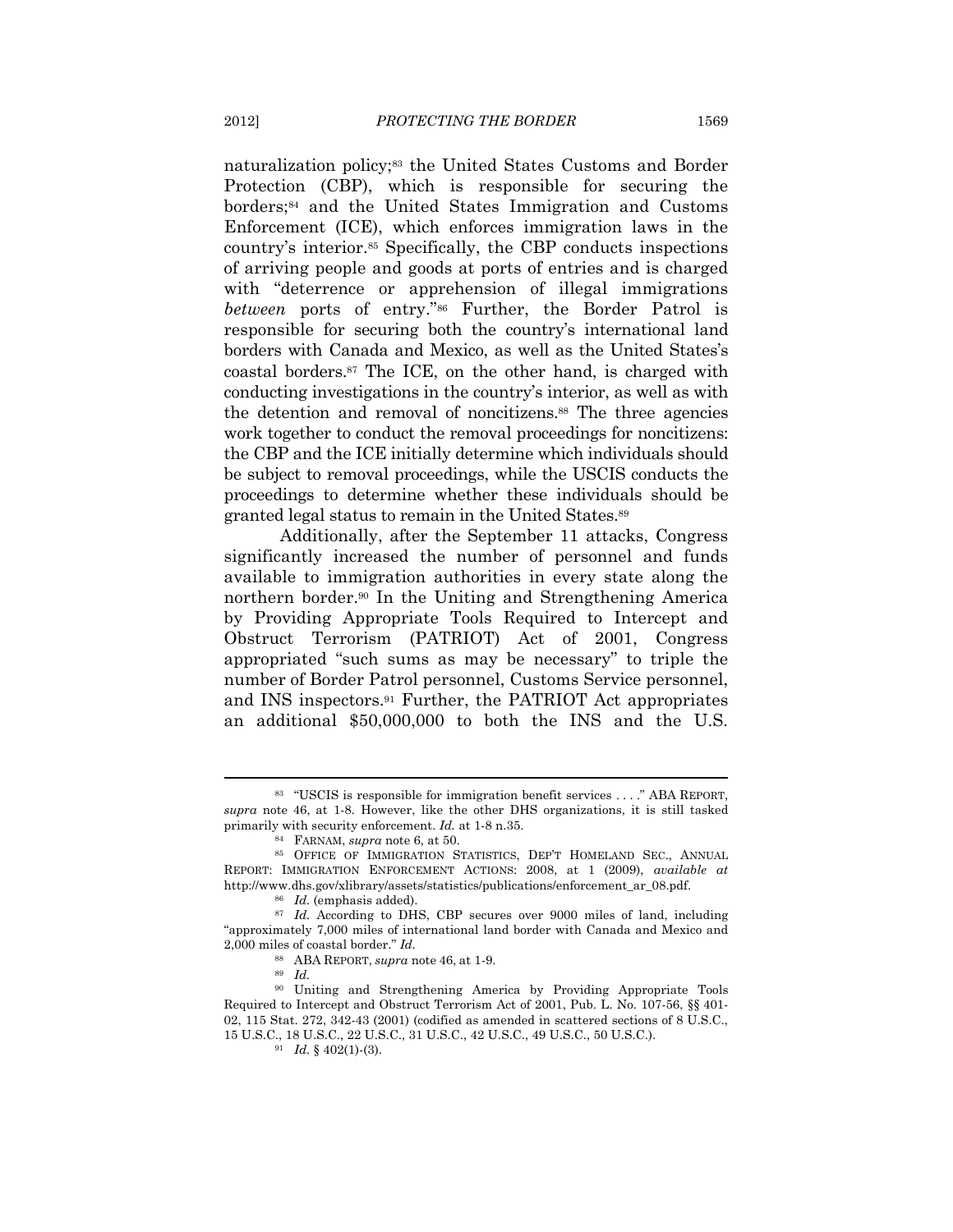naturalization policy;[83] the United States Customs and Border Protection (CBP), which is responsible for securing the borders;[84] and the United States Immigration and Customs Enforcement (ICE), which enforces immigration laws in the country's interior.[85] Specifically, the CBP conducts inspections of arriving people and goods at ports of entries and is charged with "deterrence or apprehension of illegal immigrations *between* ports of entry."[86] Further, the Border Patrol is responsible for securing both the country's international land borders with Canada and Mexico, as well as the United States's coastal borders.[87] The ICE, on the other hand, is charged with conducting investigations in the country's interior, as well as with the detention and removal of noncitizens.[88] The three agencies work together to conduct the removal proceedings for noncitizens: the CBP and the ICE initially determine which individuals should be subject to removal proceedings, while the USCIS conducts the proceedings to determine whether these individuals should be granted legal status to remain in the United States.[89]

Additionally, after the September 11 attacks, Congress significantly increased the number of personnel and funds available to immigration authorities in every state along the northern border.[90] In the Uniting and Strengthening America by Providing Appropriate Tools Required to Intercept and Obstruct Terrorism (PATRIOT) Act of 2001, Congress appropriated "such sums as may be necessary" to triple the number of Border Patrol personnel, Customs Service personnel, and INS inspectors.[91] Further, the PATRIOT Act appropriates an additional $50,000,000 to both the INS and the U.S.

---

[83] "USCIS is responsible for immigration benefit services . . . ." ABA REPORT, *supra* note 46, at 1-8. However, like the other DHS organizations, it is still tasked primarily with security enforcement. *Id.* at 1-8 n.35.

[84] FARNAM, *supra* note 6, at 50.

[85] OFFICE OF IMMIGRATION STATISTICS, DEP'T HOMELAND SEC., ANNUAL REPORT: IMMIGRATION ENFORCEMENT ACTIONS: 2008, at 1 (2009), *available at* http://www.dhs.gov/xlibrary/assets/statistics/publications/enforcement_ar_08.pdf.

[86] *Id.* (emphasis added).

[87] *Id.* According to DHS, CBP secures over 9000 miles of land, including "approximately 7,000 miles of international land border with Canada and Mexico and 2,000 miles of coastal border." *Id.*

[88] ABA REPORT, *supra* note 46, at 1-9.

[89] *Id.*

[90] Uniting and Strengthening America by Providing Appropriate Tools Required to Intercept and Obstruct Terrorism Act of 2001, Pub. L. No. 107-56, §§ 401-02, 115 Stat. 272, 342-43 (2001) (codified as amended in scattered sections of 8 U.S.C., 15 U.S.C., 18 U.S.C., 22 U.S.C., 31 U.S.C., 42 U.S.C., 49 U.S.C., 50 U.S.C.).

[91] *Id.* § 402(1)-(3).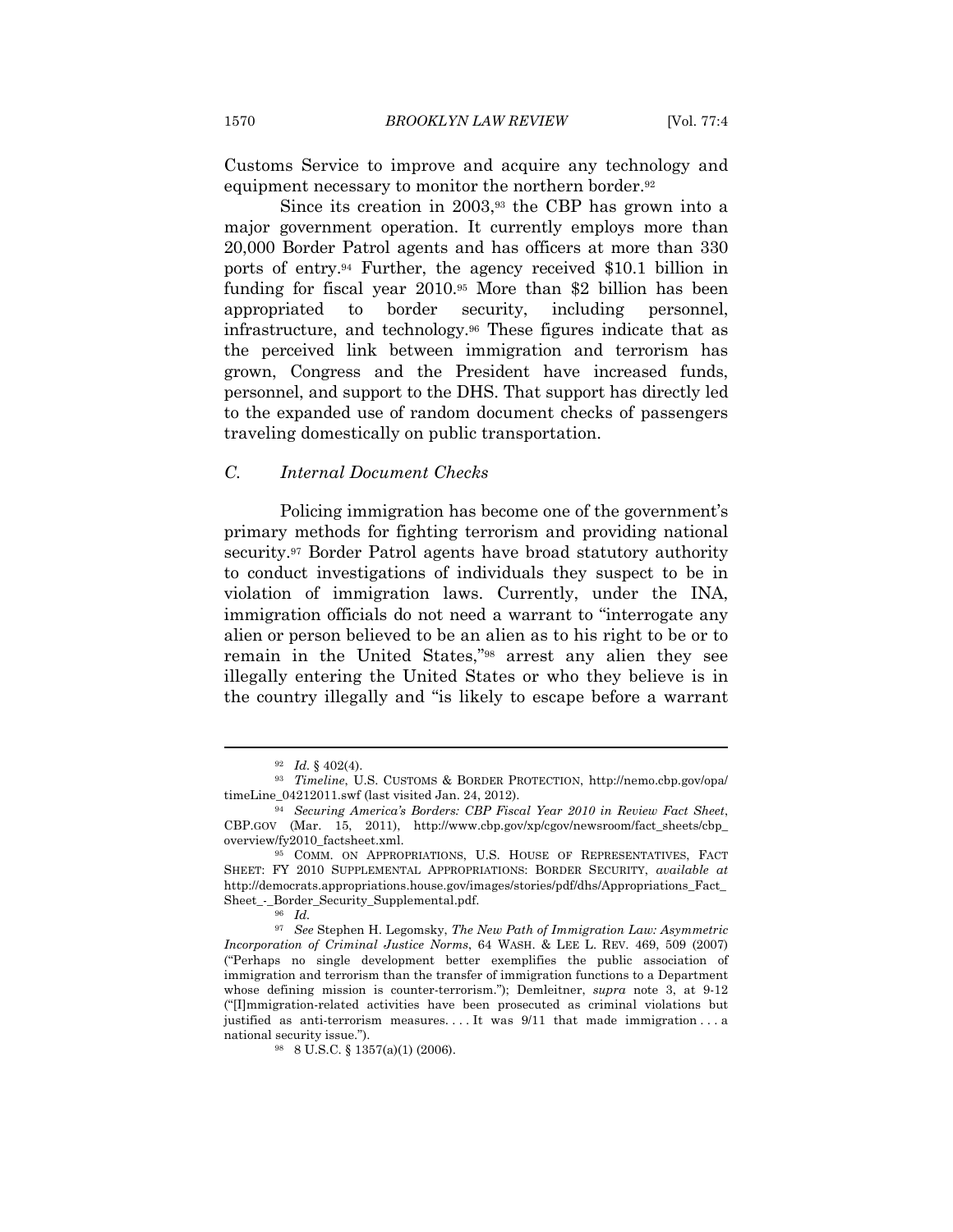Customs Service to improve and acquire any technology and equipment necessary to monitor the northern border.[92]

Since its creation in 2003,[93] the CBP has grown into a major government operation. It currently employs more than 20,000 Border Patrol agents and has officers at more than 330 ports of entry.[94] Further, the agency received $10.1 billion in funding for fiscal year 2010.[95] More than $2 billion has been appropriated to border security, including personnel, infrastructure, and technology.[96] These figures indicate that as the perceived link between immigration and terrorism has grown, Congress and the President have increased funds, personnel, and support to the DHS. That support has directly led to the expanded use of random document checks of passengers traveling domestically on public transportation.

### C. *Internal Document Checks*

Policing immigration has become one of the government's primary methods for fighting terrorism and providing national security.[97] Border Patrol agents have broad statutory authority to conduct investigations of individuals they suspect to be in violation of immigration laws. Currently, under the INA, immigration officials do not need a warrant to "interrogate any alien or person believed to be an alien as to his right to be or to remain in the United States,"[98] arrest any alien they see illegally entering the United States or who they believe is in the country illegally and "is likely to escape before a warrant

---

[92] *Id.* § 402(4).

[93] *Timeline*, U.S. CUSTOMS & BORDER PROTECTION, http://nemo.cbp.gov/opa/timeLine_04212011.swf (last visited Jan. 24, 2012).

[94] *Securing America's Borders: CBP Fiscal Year 2010 in Review Fact Sheet*, CBP.GOV (Mar. 15, 2011), http://www.cbp.gov/xp/cgov/newsroom/fact_sheets/cbp_overview/fy2010_factsheet.xml.

[95] COMM. ON APPROPRIATIONS, U.S. HOUSE OF REPRESENTATIVES, FACT SHEET: FY 2010 SUPPLEMENTAL APPROPRIATIONS: BORDER SECURITY, *available at* http://democrats.appropriations.house.gov/images/stories/pdf/dhs/Appropriations_Fact_Sheet_-_Border_Security_Supplemental.pdf.

[96] *Id.*

[97] *See* Stephen H. Legomsky, *The New Path of Immigration Law: Asymmetric Incorporation of Criminal Justice Norms*, 64 WASH. & LEE L. REV. 469, 509 (2007) ("Perhaps no single development better exemplifies the public association of immigration and terrorism than the transfer of immigration functions to a Department whose defining mission is counter-terrorism."); Demleitner, *supra* note 3, at 9-12 ("[I]mmigration-related activities have been prosecuted as criminal violations but justified as anti-terrorism measures. . . . It was 9/11 that made immigration . . . a national security issue.").

[98] 8 U.S.C. § 1357(a)(1) (2006).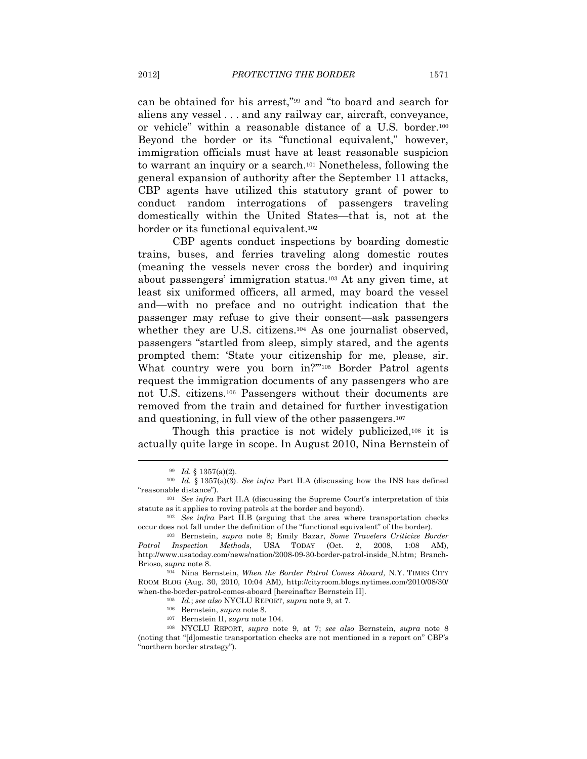can be obtained for his arrest,"[99] and "to board and search for aliens any vessel . . . and any railway car, aircraft, conveyance, or vehicle" within a reasonable distance of a U.S. border.[100] Beyond the border or its "functional equivalent," however, immigration officials must have at least reasonable suspicion to warrant an inquiry or a search.[101] Nonetheless, following the general expansion of authority after the September 11 attacks, CBP agents have utilized this statutory grant of power to conduct random interrogations of passengers traveling domestically within the United States—that is, not at the border or its functional equivalent.[102]

CBP agents conduct inspections by boarding domestic trains, buses, and ferries traveling along domestic routes (meaning the vessels never cross the border) and inquiring about passengers' immigration status.[103] At any given time, at least six uniformed officers, all armed, may board the vessel and—with no preface and no outright indication that the passenger may refuse to give their consent—ask passengers whether they are U.S. citizens.[104] As one journalist observed, passengers "startled from sleep, simply stared, and the agents prompted them: 'State your citizenship for me, please, sir. What country were you born in?'"[105] Border Patrol agents request the immigration documents of any passengers who are not U.S. citizens.[106] Passengers without their documents are removed from the train and detained for further investigation and questioning, in full view of the other passengers.[107]

Though this practice is not widely publicized,[108] it is actually quite large in scope. In August 2010, Nina Bernstein of

---

[99] *Id.* § 1357(a)(2).

[100] *Id.* § 1357(a)(3). *See infra* Part II.A (discussing how the INS has defined "reasonable distance").

[101] *See infra* Part II.A (discussing the Supreme Court's interpretation of this statute as it applies to roving patrols at the border and beyond).

[102] *See infra* Part II.B (arguing that the area where transportation checks occur does not fall under the definition of the "functional equivalent" of the border).

[103] Bernstein, *supra* note 8; Emily Bazar, *Some Travelers Criticize Border Patrol Inspection Methods*, USA TODAY (Oct. 2, 2008, 1:08 AM), http://www.usatoday.com/news/nation/2008-09-30-border-patrol-inside_N.htm; Branch-Brioso, *supra* note 8.

[104] Nina Bernstein, *When the Border Patrol Comes Aboard*, N.Y. TIMES CITY ROOM BLOG (Aug. 30, 2010, 10:04 AM), http://cityroom.blogs.nytimes.com/2010/08/30/when-the-border-patrol-comes-aboard [hereinafter Bernstein II].

[105] *Id.*; *see also* NYCLU REPORT, *supra* note 9, at 7.

[106] Bernstein, *supra* note 8.

[107] Bernstein II, *supra* note 104.

[108] NYCLU REPORT, *supra* note 9, at 7; *see also* Bernstein, *supra* note 8 (noting that "[d]omestic transportation checks are not mentioned in a report on" CBP's "northern border strategy").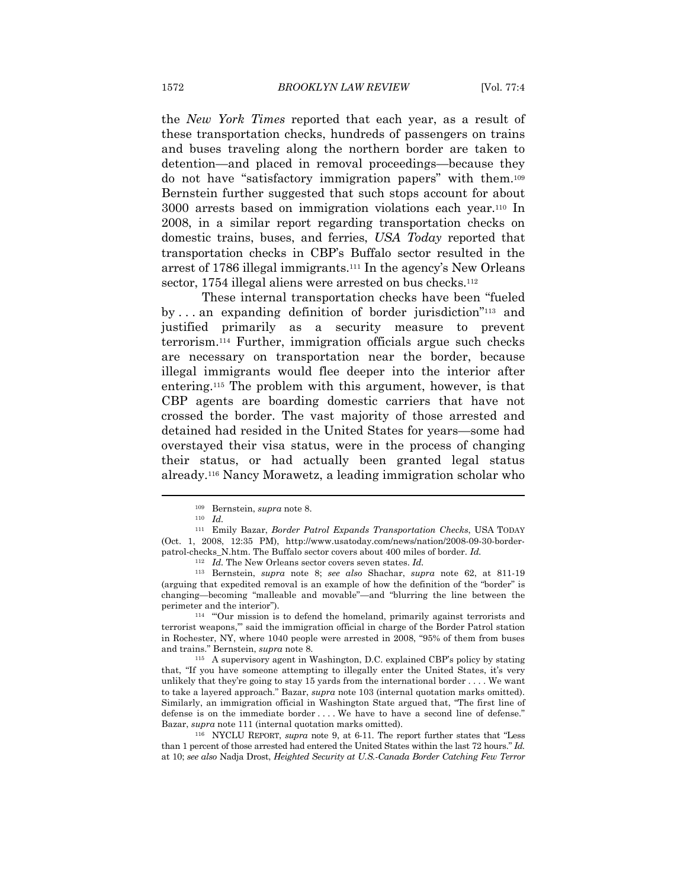the *New York Times* reported that each year, as a result of these transportation checks, hundreds of passengers on trains and buses traveling along the northern border are taken to detention—and placed in removal proceedings—because they do not have "satisfactory immigration papers" with them.[109] Bernstein further suggested that such stops account for about 3000 arrests based on immigration violations each year.[110] In 2008, in a similar report regarding transportation checks on domestic trains, buses, and ferries, *USA Today* reported that transportation checks in CBP's Buffalo sector resulted in the arrest of 1786 illegal immigrants.[111] In the agency's New Orleans sector, 1754 illegal aliens were arrested on bus checks.[112]

These internal transportation checks have been "fueled by . . . an expanding definition of border jurisdiction"[113] and justified primarily as a security measure to prevent terrorism.[114] Further, immigration officials argue such checks are necessary on transportation near the border, because illegal immigrants would flee deeper into the interior after entering.[115] The problem with this argument, however, is that CBP agents are boarding domestic carriers that have not crossed the border. The vast majority of those arrested and detained had resided in the United States for years—some had overstayed their visa status, were in the process of changing their status, or had actually been granted legal status already.[116] Nancy Morawetz, a leading immigration scholar who

---

[109] Bernstein, *supra* note 8.

[110] *Id.*

[111] Emily Bazar, *Border Patrol Expands Transportation Checks*, USA TODAY (Oct. 1, 2008, 12:35 PM), http://www.usatoday.com/news/nation/2008-09-30-border-patrol-checks_N.htm. The Buffalo sector covers about 400 miles of border. *Id.*

[112] *Id.* The New Orleans sector covers seven states. *Id.*

[113] Bernstein, *supra* note 8; *see also* Shachar, *supra* note 62, at 811-19 (arguing that expedited removal is an example of how the definition of the "border" is changing—becoming "malleable and movable"—and "blurring the line between the perimeter and the interior").

[114] "'Our mission is to defend the homeland, primarily against terrorists and terrorist weapons,'" said the immigration official in charge of the Border Patrol station in Rochester, NY, where 1040 people were arrested in 2008, "95% of them from buses and trains." Bernstein, *supra* note 8.

[115] A supervisory agent in Washington, D.C. explained CBP's policy by stating that, "If you have someone attempting to illegally enter the United States, it's very unlikely that they're going to stay 15 yards from the international border . . . . We want to take a layered approach." Bazar, *supra* note 103 (internal quotation marks omitted). Similarly, an immigration official in Washington State argued that, "The first line of defense is on the immediate border . . . . We have to have a second line of defense." Bazar, *supra* note 111 (internal quotation marks omitted).

[116] NYCLU REPORT, *supra* note 9, at 6-11. The report further states that "Less than 1 percent of those arrested had entered the United States within the last 72 hours." *Id.* at 10; *see also* Nadja Drost, *Heighted Security at U.S.-Canada Border Catching Few Terror*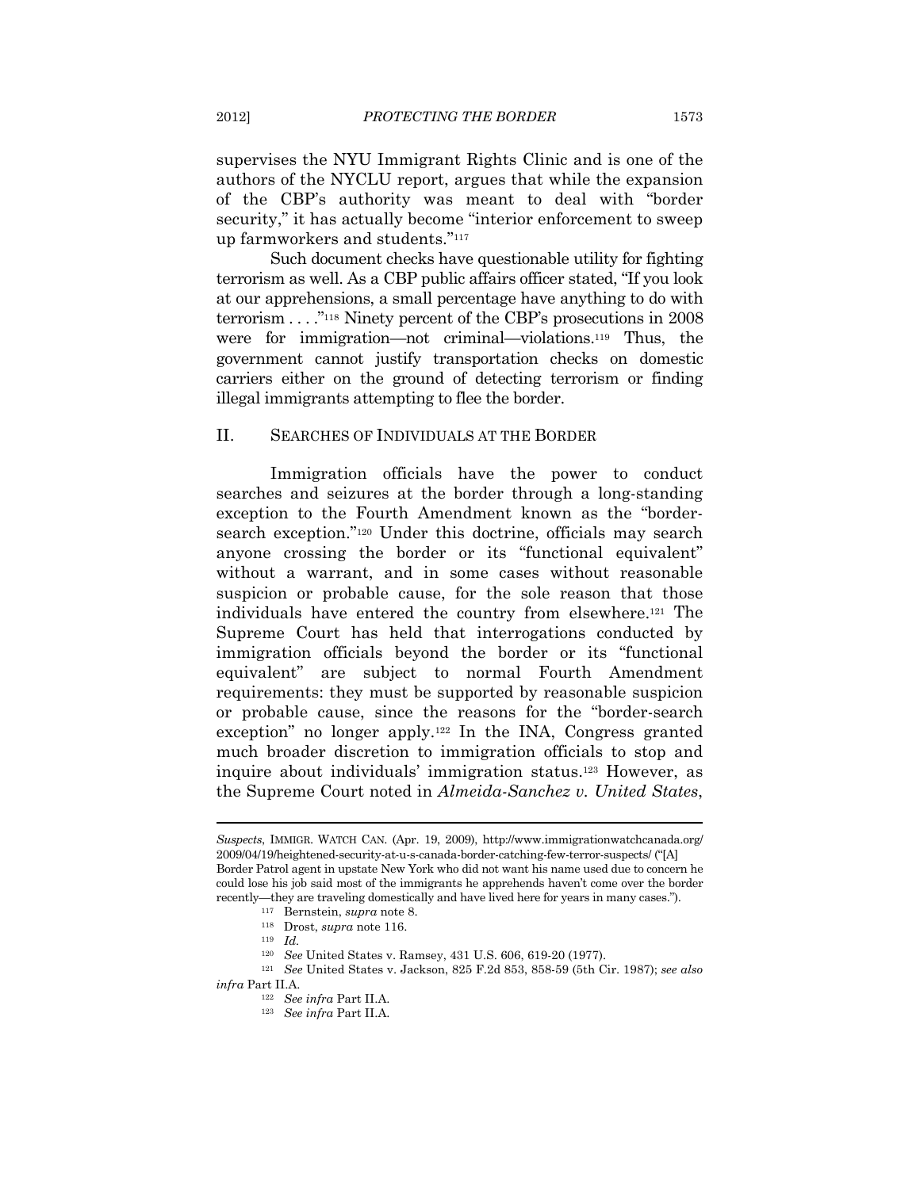supervises the NYU Immigrant Rights Clinic and is one of the authors of the NYCLU report, argues that while the expansion of the CBP's authority was meant to deal with "border security," it has actually become "interior enforcement to sweep up farmworkers and students."[117]

Such document checks have questionable utility for fighting terrorism as well. As a CBP public affairs officer stated, "If you look at our apprehensions, a small percentage have anything to do with terrorism . . . ."[118] Ninety percent of the CBP's prosecutions in 2008 were for immigration—not criminal—violations.[119] Thus, the government cannot justify transportation checks on domestic carriers either on the ground of detecting terrorism or finding illegal immigrants attempting to flee the border.

## II. SEARCHES OF INDIVIDUALS AT THE BORDER

Immigration officials have the power to conduct searches and seizures at the border through a long-standing exception to the Fourth Amendment known as the "border-search exception."[120] Under this doctrine, officials may search anyone crossing the border or its "functional equivalent" without a warrant, and in some cases without reasonable suspicion or probable cause, for the sole reason that those individuals have entered the country from elsewhere.[121] The Supreme Court has held that interrogations conducted by immigration officials beyond the border or its "functional equivalent" are subject to normal Fourth Amendment requirements: they must be supported by reasonable suspicion or probable cause, since the reasons for the "border-search exception" no longer apply.[122] In the INA, Congress granted much broader discretion to immigration officials to stop and inquire about individuals' immigration status.[123] However, as the Supreme Court noted in *Almeida-Sanchez v. United States*,

---

*Suspects*, IMMIGR. WATCH CAN. (Apr. 19, 2009), http://www.immigrationwatchcanada.org/2009/04/19/heightened-security-at-u-s-canada-border-catching-few-terror-suspects/ ("[A] Border Patrol agent in upstate New York who did not want his name used due to concern he could lose his job said most of the immigrants he apprehends haven't come over the border recently—they are traveling domestically and have lived here for years in many cases.").

[117] Bernstein, *supra* note 8.

[118] Drost, *supra* note 116.

[119] *Id.*

[120] *See* United States v. Ramsey, 431 U.S. 606, 619-20 (1977).

[121] *See* United States v. Jackson, 825 F.2d 853, 858-59 (5th Cir. 1987); *see also infra* Part II.A.

[122] *See infra* Part II.A.

[123] *See infra* Part II.A.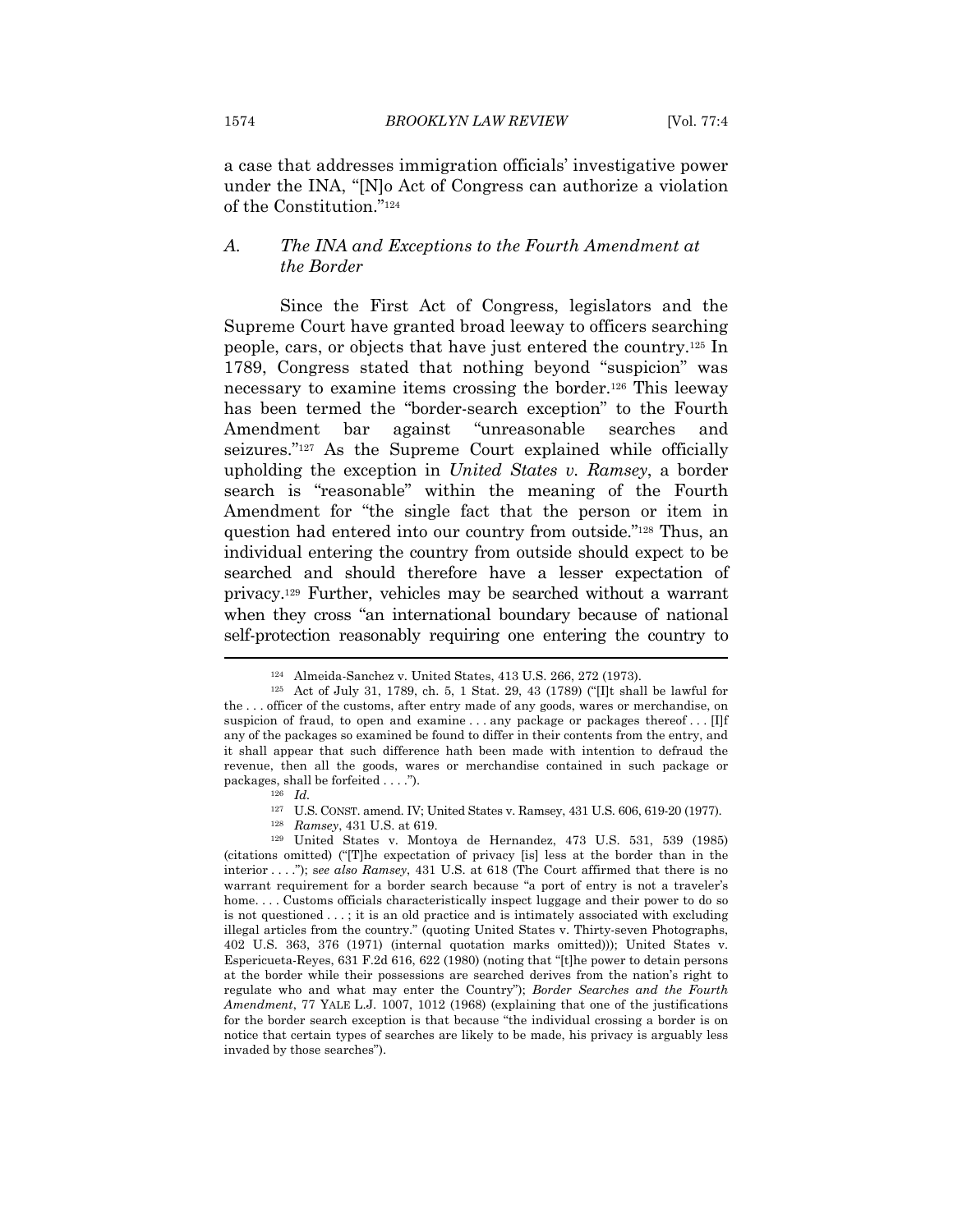a case that addresses immigration officials' investigative power under the INA, "[N]o Act of Congress can authorize a violation of the Constitution."[124]

### A. *The INA and Exceptions to the Fourth Amendment at the Border*

Since the First Act of Congress, legislators and the Supreme Court have granted broad leeway to officers searching people, cars, or objects that have just entered the country.[125] In 1789, Congress stated that nothing beyond "suspicion" was necessary to examine items crossing the border.[126] This leeway has been termed the "border-search exception" to the Fourth Amendment bar against "unreasonable searches and seizures."[127] As the Supreme Court explained while officially upholding the exception in *United States v. Ramsey*, a border search is "reasonable" within the meaning of the Fourth Amendment for "the single fact that the person or item in question had entered into our country from outside."[128] Thus, an individual entering the country from outside should expect to be searched and should therefore have a lesser expectation of privacy.[129] Further, vehicles may be searched without a warrant when they cross "an international boundary because of national self-protection reasonably requiring one entering the country to

---

[124] Almeida-Sanchez v. United States, 413 U.S. 266, 272 (1973).

[125] Act of July 31, 1789, ch. 5, 1 Stat. 29, 43 (1789) ("[I]t shall be lawful for the . . . officer of the customs, after entry made of any goods, wares or merchandise, on suspicion of fraud, to open and examine . . . any package or packages thereof . . . [I]f any of the packages so examined be found to differ in their contents from the entry, and it shall appear that such difference hath been made with intention to defraud the revenue, then all the goods, wares or merchandise contained in such package or packages, shall be forfeited . . . .").

[126] *Id.*

[127] U.S. CONST. amend. IV; United States v. Ramsey, 431 U.S. 606, 619-20 (1977).

[128] *Ramsey*, 431 U.S. at 619.

[129] United States v. Montoya de Hernandez, 473 U.S. 531, 539 (1985) (citations omitted) ("[T]he expectation of privacy [is] less at the border than in the interior . . . ."); *see also Ramsey*, 431 U.S. at 618 (The Court affirmed that there is no warrant requirement for a border search because "a port of entry is not a traveler's home. . . . Customs officials characteristically inspect luggage and their power to do so is not questioned . . . ; it is an old practice and is intimately associated with excluding illegal articles from the country." (quoting United States v. Thirty-seven Photographs, 402 U.S. 363, 376 (1971) (internal quotation marks omitted))); United States v. Espericueta-Reyes, 631 F.2d 616, 622 (1980) (noting that "[t]he power to detain persons at the border while their possessions are searched derives from the nation's right to regulate who and what may enter the Country"); *Border Searches and the Fourth Amendment*, 77 YALE L.J. 1007, 1012 (1968) (explaining that one of the justifications for the border search exception is that because "the individual crossing a border is on notice that certain types of searches are likely to be made, his privacy is arguably less invaded by those searches").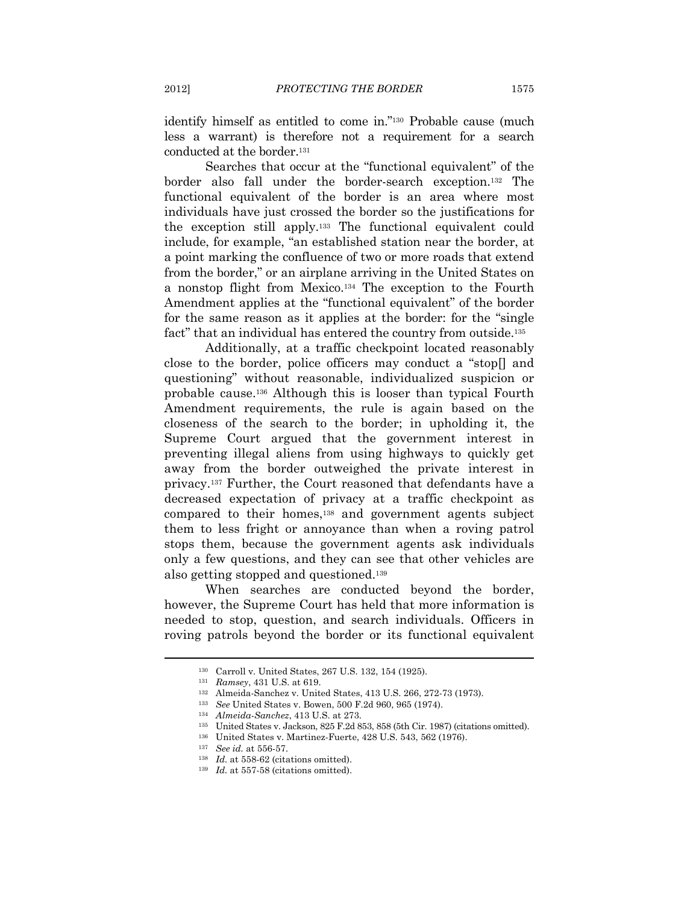identify himself as entitled to come in."[130] Probable cause (much less a warrant) is therefore not a requirement for a search conducted at the border.[131]

Searches that occur at the "functional equivalent" of the border also fall under the border-search exception.[132] The functional equivalent of the border is an area where most individuals have just crossed the border so the justifications for the exception still apply.[133] The functional equivalent could include, for example, "an established station near the border, at a point marking the confluence of two or more roads that extend from the border," or an airplane arriving in the United States on a nonstop flight from Mexico.[134] The exception to the Fourth Amendment applies at the "functional equivalent" of the border for the same reason as it applies at the border: for the "single fact" that an individual has entered the country from outside.[135]

Additionally, at a traffic checkpoint located reasonably close to the border, police officers may conduct a "stop[] and questioning" without reasonable, individualized suspicion or probable cause.[136] Although this is looser than typical Fourth Amendment requirements, the rule is again based on the closeness of the search to the border; in upholding it, the Supreme Court argued that the government interest in preventing illegal aliens from using highways to quickly get away from the border outweighed the private interest in privacy.[137] Further, the Court reasoned that defendants have a decreased expectation of privacy at a traffic checkpoint as compared to their homes,[138] and government agents subject them to less fright or annoyance than when a roving patrol stops them, because the government agents ask individuals only a few questions, and they can see that other vehicles are also getting stopped and questioned.[139]

When searches are conducted beyond the border, however, the Supreme Court has held that more information is needed to stop, question, and search individuals. Officers in roving patrols beyond the border or its functional equivalent

---

[130] Carroll v. United States, 267 U.S. 132, 154 (1925).

[131] *Ramsey*, 431 U.S. at 619.

[132] Almeida-Sanchez v. United States, 413 U.S. 266, 272-73 (1973).

[133] *See* United States v. Bowen, 500 F.2d 960, 965 (1974).

[134] *Almeida-Sanchez*, 413 U.S. at 273.

[135] United States v. Jackson, 825 F.2d 853, 858 (5th Cir. 1987) (citations omitted).

[136] United States v. Martinez-Fuerte, 428 U.S. 543, 562 (1976).

[137] *See id.* at 556-57.

[138] *Id.* at 558-62 (citations omitted).

[139] *Id.* at 557-58 (citations omitted).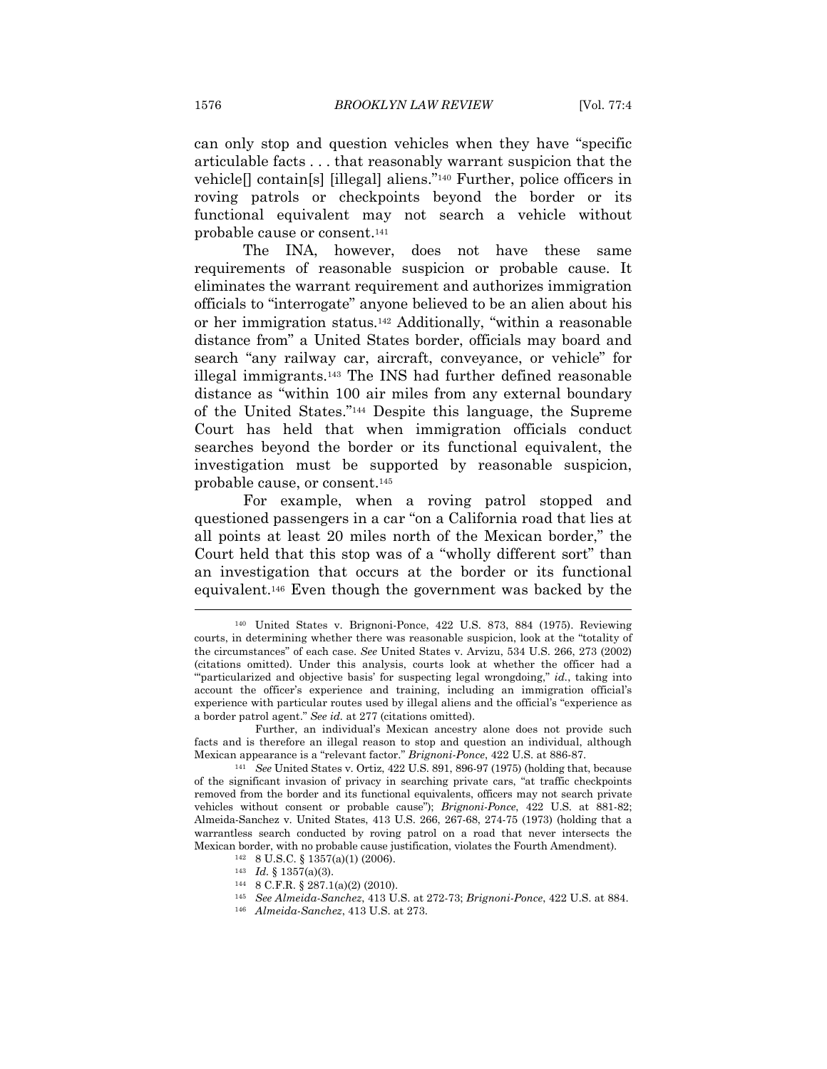can only stop and question vehicles when they have "specific articulable facts . . . that reasonably warrant suspicion that the vehicle[] contain[s] [illegal] aliens."[140] Further, police officers in roving patrols or checkpoints beyond the border or its functional equivalent may not search a vehicle without probable cause or consent.[141]

The INA, however, does not have these same requirements of reasonable suspicion or probable cause. It eliminates the warrant requirement and authorizes immigration officials to "interrogate" anyone believed to be an alien about his or her immigration status.[142] Additionally, "within a reasonable distance from" a United States border, officials may board and search "any railway car, aircraft, conveyance, or vehicle" for illegal immigrants.[143] The INS had further defined reasonable distance as "within 100 air miles from any external boundary of the United States."[144] Despite this language, the Supreme Court has held that when immigration officials conduct searches beyond the border or its functional equivalent, the investigation must be supported by reasonable suspicion, probable cause, or consent.[145]

For example, when a roving patrol stopped and questioned passengers in a car "on a California road that lies at all points at least 20 miles north of the Mexican border," the Court held that this stop was of a "wholly different sort" than an investigation that occurs at the border or its functional equivalent.[146] Even though the government was backed by the

---

[140] United States v. Brignoni-Ponce, 422 U.S. 873, 884 (1975). Reviewing courts, in determining whether there was reasonable suspicion, look at the "totality of the circumstances" of each case. *See* United States v. Arvizu, 534 U.S. 266, 273 (2002) (citations omitted). Under this analysis, courts look at whether the officer had a "'particularized and objective basis' for suspecting legal wrongdoing," *id.*, taking into account the officer's experience and training, including an immigration official's experience with particular routes used by illegal aliens and the official's "experience as a border patrol agent." *See id.* at 277 (citations omitted).

Further, an individual's Mexican ancestry alone does not provide such facts and is therefore an illegal reason to stop and question an individual, although Mexican appearance is a "relevant factor." *Brignoni-Ponce*, 422 U.S. at 886-87.

[141] *See* United States v. Ortiz, 422 U.S. 891, 896-97 (1975) (holding that, because of the significant invasion of privacy in searching private cars, "at traffic checkpoints removed from the border and its functional equivalents, officers may not search private vehicles without consent or probable cause"); *Brignoni-Ponce*, 422 U.S. at 881-82; Almeida-Sanchez v. United States, 413 U.S. 266, 267-68, 274-75 (1973) (holding that a warrantless search conducted by roving patrol on a road that never intersects the Mexican border, with no probable cause justification, violates the Fourth Amendment).

[142] 8 U.S.C. § 1357(a)(1) (2006).

[143] *Id.* § 1357(a)(3).

[144] 8 C.F.R. § 287.1(a)(2) (2010).

[145] *See Almeida-Sanchez*, 413 U.S. at 272-73; *Brignoni-Ponce*, 422 U.S. at 884.

[146] *Almeida-Sanchez*, 413 U.S. at 273.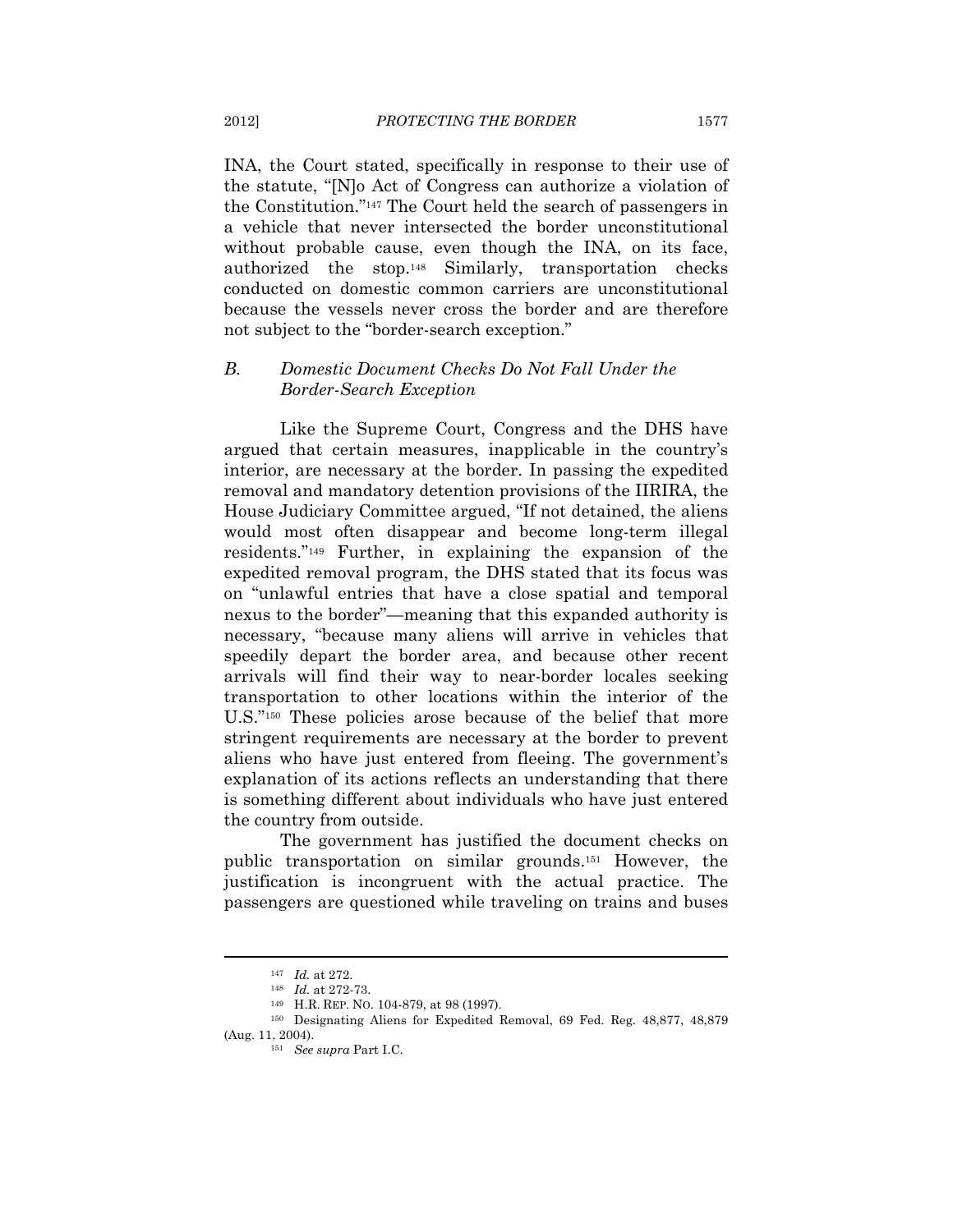INA, the Court stated, specifically in response to their use of the statute, "[N]o Act of Congress can authorize a violation of the Constitution."[147] The Court held the search of passengers in a vehicle that never intersected the border unconstitutional without probable cause, even though the INA, on its face, authorized the stop.[148] Similarly, transportation checks conducted on domestic common carriers are unconstitutional because the vessels never cross the border and are therefore not subject to the "border-search exception."

### B. *Domestic Document Checks Do Not Fall Under the Border-Search Exception*

Like the Supreme Court, Congress and the DHS have argued that certain measures, inapplicable in the country's interior, are necessary at the border. In passing the expedited removal and mandatory detention provisions of the IIRIRA, the House Judiciary Committee argued, "If not detained, the aliens would most often disappear and become long-term illegal residents."[149] Further, in explaining the expansion of the expedited removal program, the DHS stated that its focus was on "unlawful entries that have a close spatial and temporal nexus to the border"—meaning that this expanded authority is necessary, "because many aliens will arrive in vehicles that speedily depart the border area, and because other recent arrivals will find their way to near-border locales seeking transportation to other locations within the interior of the U.S."[150] These policies arose because of the belief that more stringent requirements are necessary at the border to prevent aliens who have just entered from fleeing. The government's explanation of its actions reflects an understanding that there is something different about individuals who have just entered the country from outside.

The government has justified the document checks on public transportation on similar grounds.[151] However, the justification is incongruent with the actual practice. The passengers are questioned while traveling on trains and buses

---

[147] *Id.* at 272.

[148] *Id.* at 272-73.

[149] H.R. REP. NO. 104-879, at 98 (1997).

[150] Designating Aliens for Expedited Removal, 69 Fed. Reg. 48,877, 48,879 (Aug. 11, 2004).

[151] *See supra* Part I.C.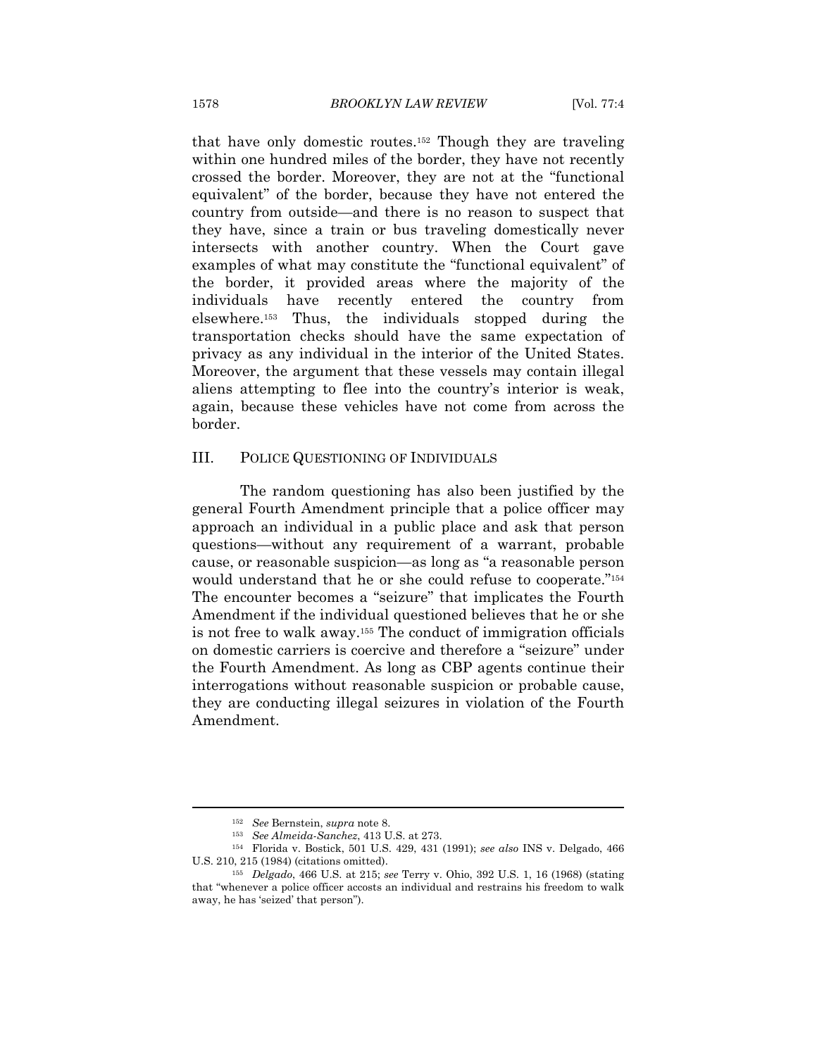that have only domestic routes.[152] Though they are traveling within one hundred miles of the border, they have not recently crossed the border. Moreover, they are not at the "functional equivalent" of the border, because they have not entered the country from outside—and there is no reason to suspect that they have, since a train or bus traveling domestically never intersects with another country. When the Court gave examples of what may constitute the "functional equivalent" of the border, it provided areas where the majority of the individuals have recently entered the country from elsewhere.[153] Thus, the individuals stopped during the transportation checks should have the same expectation of privacy as any individual in the interior of the United States. Moreover, the argument that these vessels may contain illegal aliens attempting to flee into the country's interior is weak, again, because these vehicles have not come from across the border.

## III. POLICE QUESTIONING OF INDIVIDUALS

The random questioning has also been justified by the general Fourth Amendment principle that a police officer may approach an individual in a public place and ask that person questions—without any requirement of a warrant, probable cause, or reasonable suspicion—as long as "a reasonable person would understand that he or she could refuse to cooperate."[154] The encounter becomes a "seizure" that implicates the Fourth Amendment if the individual questioned believes that he or she is not free to walk away.[155] The conduct of immigration officials on domestic carriers is coercive and therefore a "seizure" under the Fourth Amendment. As long as CBP agents continue their interrogations without reasonable suspicion or probable cause, they are conducting illegal seizures in violation of the Fourth Amendment.

---

[152] *See* Bernstein, *supra* note 8.

[153] *See Almeida-Sanchez*, 413 U.S. at 273.

[154] Florida v. Bostick, 501 U.S. 429, 431 (1991); *see also* INS v. Delgado, 466 U.S. 210, 215 (1984) (citations omitted).

[155] *Delgado*, 466 U.S. at 215; *see* Terry v. Ohio, 392 U.S. 1, 16 (1968) (stating that "whenever a police officer accosts an individual and restrains his freedom to walk away, he has 'seized' that person").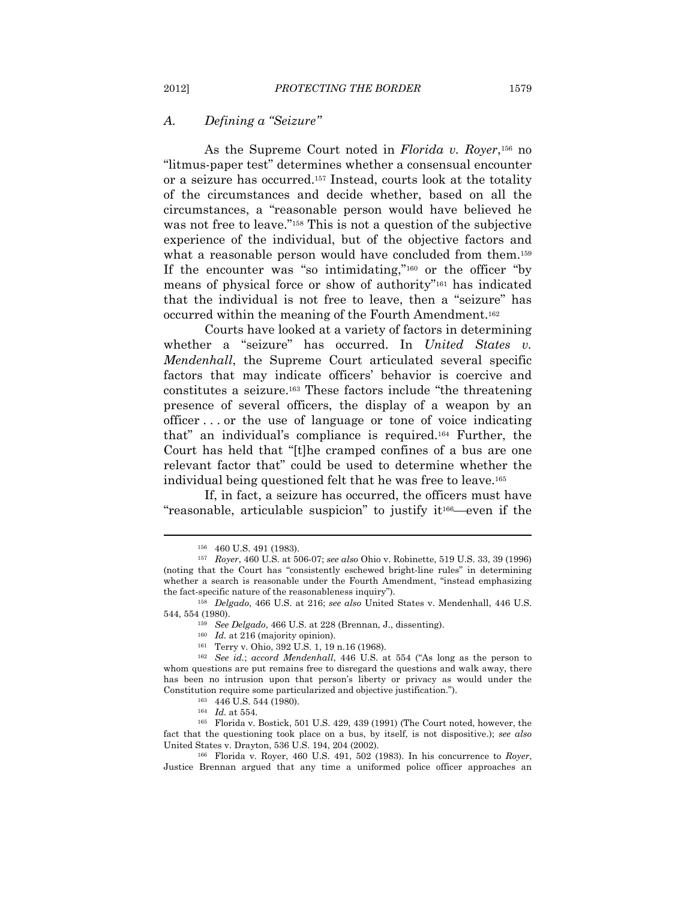### A. Defining a "Seizure"

As the Supreme Court noted in *Florida v. Royer*,[156] no "litmus-paper test" determines whether a consensual encounter or a seizure has occurred.[157] Instead, courts look at the totality of the circumstances and decide whether, based on all the circumstances, a "reasonable person would have believed he was not free to leave."[158] This is not a question of the subjective experience of the individual, but of the objective factors and what a reasonable person would have concluded from them.[159] If the encounter was "so intimidating,"[160] or the officer "by means of physical force or show of authority"[161] has indicated that the individual is not free to leave, then a "seizure" has occurred within the meaning of the Fourth Amendment.[162]

Courts have looked at a variety of factors in determining whether a "seizure" has occurred. In *United States v. Mendenhall*, the Supreme Court articulated several specific factors that may indicate officers' behavior is coercive and constitutes a seizure.[163] These factors include "the threatening presence of several officers, the display of a weapon by an officer . . . or the use of language or tone of voice indicating that" an individual's compliance is required.[164] Further, the Court has held that "[t]he cramped confines of a bus are one relevant factor that" could be used to determine whether the individual being questioned felt that he was free to leave.[165]

If, in fact, a seizure has occurred, the officers must have "reasonable, articulable suspicion" to justify it[166]—even if the

---

[156] 460 U.S. 491 (1983).

[157] *Royer*, 460 U.S. at 506-07; *see also* Ohio v. Robinette, 519 U.S. 33, 39 (1996) (noting that the Court has "consistently eschewed bright-line rules" in determining whether a search is reasonable under the Fourth Amendment, "instead emphasizing the fact-specific nature of the reasonableness inquiry").

[158] *Delgado*, 466 U.S. at 216; *see also* United States v. Mendenhall, 446 U.S. 544, 554 (1980).

[159] *See Delgado*, 466 U.S. at 228 (Brennan, J., dissenting).

[160] *Id.* at 216 (majority opinion).

[161] Terry v. Ohio, 392 U.S. 1, 19 n.16 (1968).

[162] *See id.*; *accord Mendenhall*, 446 U.S. at 554 ("As long as the person to whom questions are put remains free to disregard the questions and walk away, there has been no intrusion upon that person's liberty or privacy as would under the Constitution require some particularized and objective justification.").

[163] 446 U.S. 544 (1980).

[164] *Id.* at 554.

[165] Florida v. Bostick, 501 U.S. 429, 439 (1991) (The Court noted, however, the fact that the questioning took place on a bus, by itself, is not dispositive.); *see also* United States v. Drayton, 536 U.S. 194, 204 (2002).

[166] Florida v. Royer, 460 U.S. 491, 502 (1983). In his concurrence to *Royer*, Justice Brennan argued that any time a uniformed police officer approaches an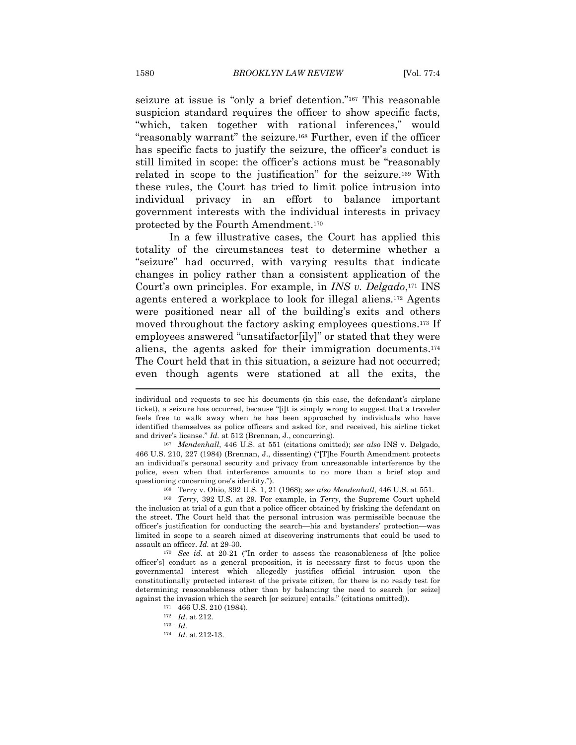seizure at issue is "only a brief detention."[167] This reasonable suspicion standard requires the officer to show specific facts, "which, taken together with rational inferences," would "reasonably warrant" the seizure.[168] Further, even if the officer has specific facts to justify the seizure, the officer's conduct is still limited in scope: the officer's actions must be "reasonably related in scope to the justification" for the seizure.[169] With these rules, the Court has tried to limit police intrusion into individual privacy in an effort to balance important government interests with the individual interests in privacy protected by the Fourth Amendment.[170]

In a few illustrative cases, the Court has applied this totality of the circumstances test to determine whether a "seizure" had occurred, with varying results that indicate changes in policy rather than a consistent application of the Court's own principles. For example, in *INS v. Delgado*,[171] INS agents entered a workplace to look for illegal aliens.[172] Agents were positioned near all of the building's exits and others moved throughout the factory asking employees questions.[173] If employees answered "unsatifactor[ily]" or stated that they were aliens, the agents asked for their immigration documents.[174] The Court held that in this situation, a seizure had not occurred; even though agents were stationed at all the exits, the

---

individual and requests to see his documents (in this case, the defendant's airplane ticket), a seizure has occurred, because "[i]t is simply wrong to suggest that a traveler feels free to walk away when he has been approached by individuals who have identified themselves as police officers and asked for, and received, his airline ticket and driver's license." *Id.* at 512 (Brennan, J., concurring).

[167] *Mendenhall*, 446 U.S. at 551 (citations omitted); *see also* INS v. Delgado, 466 U.S. 210, 227 (1984) (Brennan, J., dissenting) ("[T]he Fourth Amendment protects an individual's personal security and privacy from unreasonable interference by the police, even when that interference amounts to no more than a brief stop and questioning concerning one's identity.").

[168] Terry v. Ohio, 392 U.S. 1, 21 (1968); *see also Mendenhall*, 446 U.S. at 551.

[169] *Terry*, 392 U.S. at 29. For example, in *Terry*, the Supreme Court upheld the inclusion at trial of a gun that a police officer obtained by frisking the defendant on the street. The Court held that the personal intrusion was permissible because the officer's justification for conducting the search—his and bystanders' protection—was limited in scope to a search aimed at discovering instruments that could be used to assault an officer. *Id.* at 29-30.

[170] *See id.* at 20-21 ("In order to assess the reasonableness of [the police officer's] conduct as a general proposition, it is necessary first to focus upon the governmental interest which allegedly justifies official intrusion upon the constitutionally protected interest of the private citizen, for there is no ready test for determining reasonableness other than by balancing the need to search [or seize] against the invasion which the search [or seizure] entails." (citations omitted)).

[171] 466 U.S. 210 (1984).

[172] *Id.* at 212.

[173] *Id.*

[174] *Id.* at 212-13.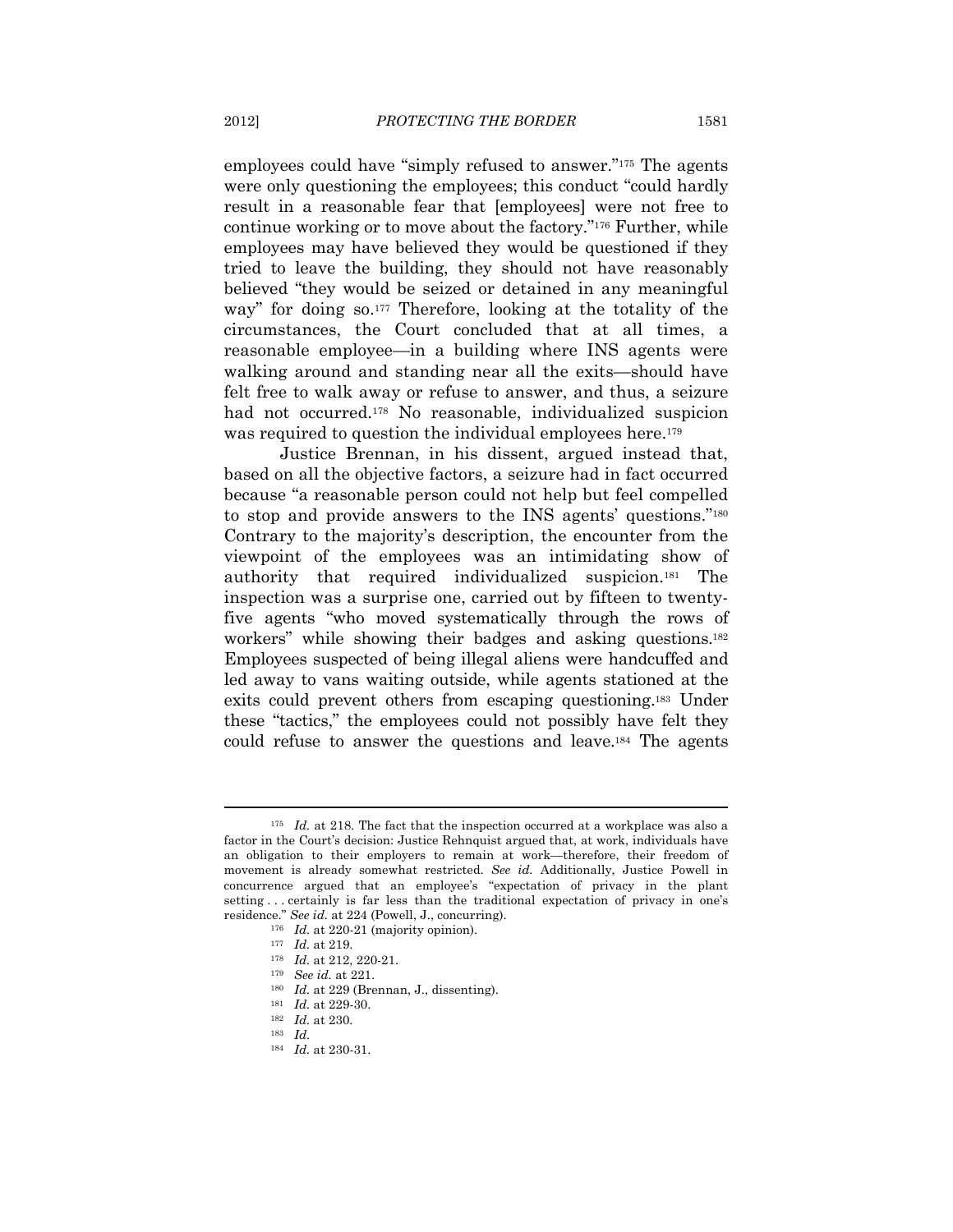employees could have "simply refused to answer."[175] The agents were only questioning the employees; this conduct "could hardly result in a reasonable fear that [employees] were not free to continue working or to move about the factory."[176] Further, while employees may have believed they would be questioned if they tried to leave the building, they should not have reasonably believed "they would be seized or detained in any meaningful way" for doing so.[177] Therefore, looking at the totality of the circumstances, the Court concluded that at all times, a reasonable employee—in a building where INS agents were walking around and standing near all the exits—should have felt free to walk away or refuse to answer, and thus, a seizure had not occurred.[178] No reasonable, individualized suspicion was required to question the individual employees here.[179]

Justice Brennan, in his dissent, argued instead that, based on all the objective factors, a seizure had in fact occurred because "a reasonable person could not help but feel compelled to stop and provide answers to the INS agents' questions."[180] Contrary to the majority's description, the encounter from the viewpoint of the employees was an intimidating show of authority that required individualized suspicion.[181] The inspection was a surprise one, carried out by fifteen to twenty-five agents "who moved systematically through the rows of workers" while showing their badges and asking questions.[182] Employees suspected of being illegal aliens were handcuffed and led away to vans waiting outside, while agents stationed at the exits could prevent others from escaping questioning.[183] Under these "tactics," the employees could not possibly have felt they could refuse to answer the questions and leave.[184] The agents

---

[175] *Id.* at 218. The fact that the inspection occurred at a workplace was also a factor in the Court's decision: Justice Rehnquist argued that, at work, individuals have an obligation to their employers to remain at work—therefore, their freedom of movement is already somewhat restricted. *See id.* Additionally, Justice Powell in concurrence argued that an employee's "expectation of privacy in the plant setting . . . certainly is far less than the traditional expectation of privacy in one's residence." *See id.* at 224 (Powell, J., concurring).

[176] *Id.* at 220-21 (majority opinion).

[177] *Id.* at 219.

[178] *Id.* at 212, 220-21.

[179] *See id.* at 221.

[180] *Id.* at 229 (Brennan, J., dissenting).

[181] *Id.* at 229-30.

[182] *Id.* at 230.

[183] *Id.*

[184] *Id.* at 230-31.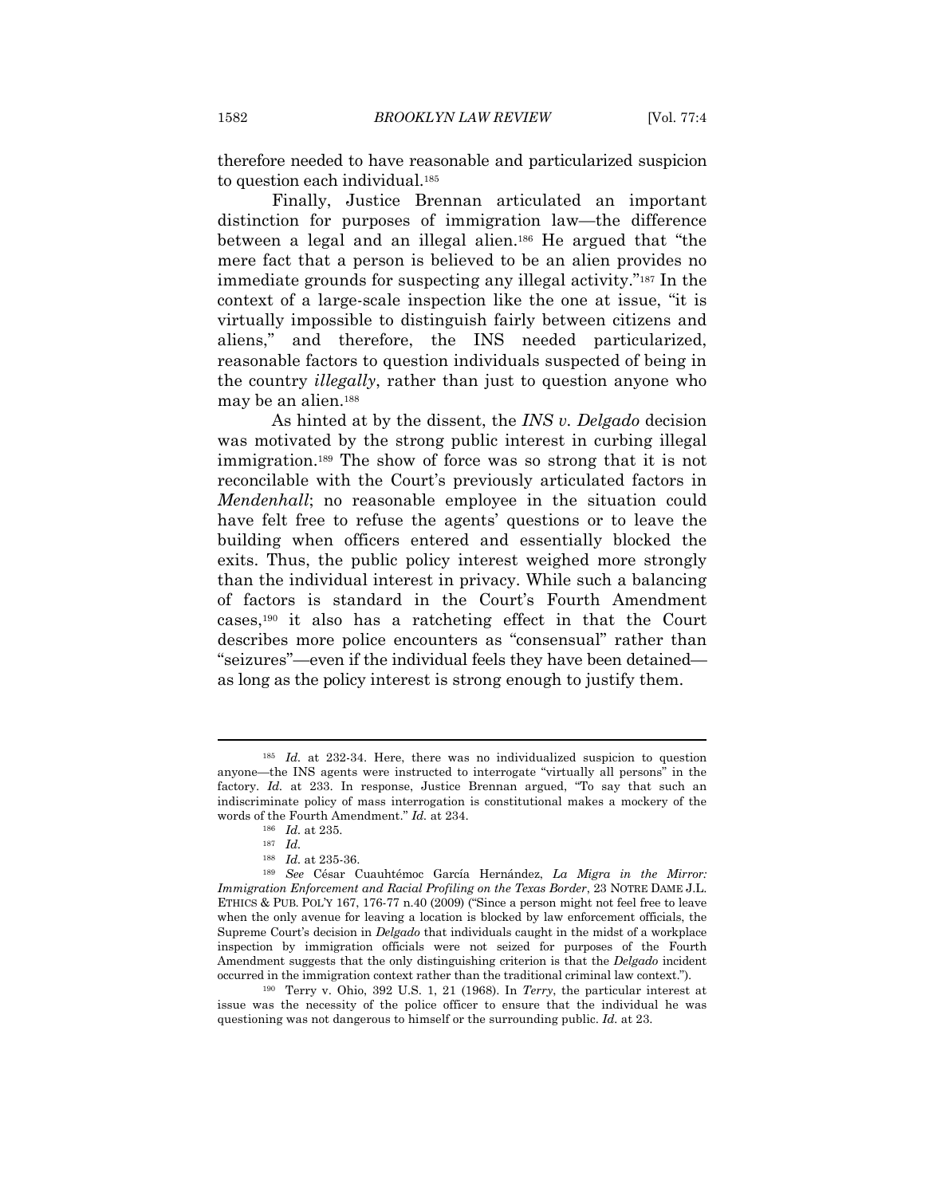therefore needed to have reasonable and particularized suspicion to question each individual.[185]

Finally, Justice Brennan articulated an important distinction for purposes of immigration law—the difference between a legal and an illegal alien.[186] He argued that "the mere fact that a person is believed to be an alien provides no immediate grounds for suspecting any illegal activity."[187] In the context of a large-scale inspection like the one at issue, "it is virtually impossible to distinguish fairly between citizens and aliens," and therefore, the INS needed particularized, reasonable factors to question individuals suspected of being in the country *illegally*, rather than just to question anyone who may be an alien.[188]

As hinted at by the dissent, the *INS v. Delgado* decision was motivated by the strong public interest in curbing illegal immigration.[189] The show of force was so strong that it is not reconcilable with the Court's previously articulated factors in *Mendenhall*; no reasonable employee in the situation could have felt free to refuse the agents' questions or to leave the building when officers entered and essentially blocked the exits. Thus, the public policy interest weighed more strongly than the individual interest in privacy. While such a balancing of factors is standard in the Court's Fourth Amendment cases,[190] it also has a ratcheting effect in that the Court describes more police encounters as "consensual" rather than "seizures"—even if the individual feels they have been detained—as long as the policy interest is strong enough to justify them.

---

[185] *Id.* at 232-34. Here, there was no individualized suspicion to question anyone—the INS agents were instructed to interrogate "virtually all persons" in the factory. *Id.* at 233. In response, Justice Brennan argued, "To say that such an indiscriminate policy of mass interrogation is constitutional makes a mockery of the words of the Fourth Amendment." *Id.* at 234.

[186] *Id.* at 235.

[187] *Id.*

[188] *Id.* at 235-36.

[189] *See* César Cuauhtémoc García Hernández, *La Migra in the Mirror: Immigration Enforcement and Racial Profiling on the Texas Border*, 23 NOTRE DAME J.L. ETHICS & PUB. POL'Y 167, 176-77 n.40 (2009) ("Since a person might not feel free to leave when the only avenue for leaving a location is blocked by law enforcement officials, the Supreme Court's decision in *Delgado* that individuals caught in the midst of a workplace inspection by immigration officials were not seized for purposes of the Fourth Amendment suggests that the only distinguishing criterion is that the *Delgado* incident occurred in the immigration context rather than the traditional criminal law context.").

[190] Terry v. Ohio, 392 U.S. 1, 21 (1968). In *Terry*, the particular interest at issue was the necessity of the police officer to ensure that the individual he was questioning was not dangerous to himself or the surrounding public. *Id.* at 23.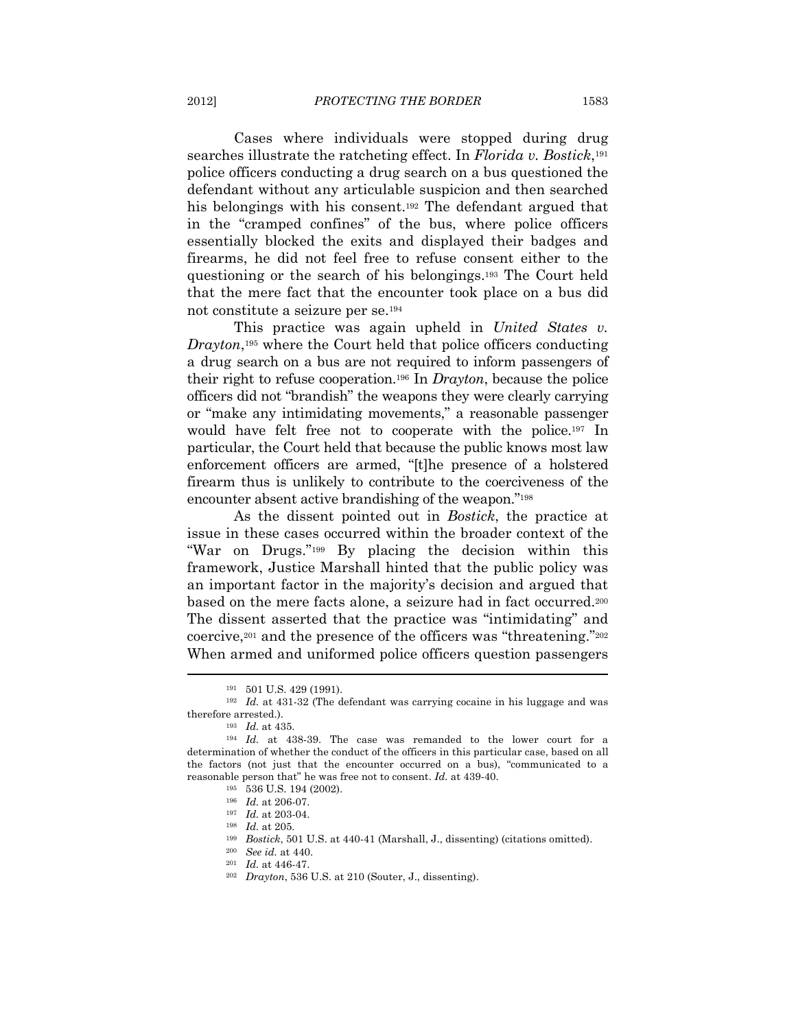Cases where individuals were stopped during drug searches illustrate the ratcheting effect. In *Florida v. Bostick*,[191] police officers conducting a drug search on a bus questioned the defendant without any articulable suspicion and then searched his belongings with his consent.[192] The defendant argued that in the "cramped confines" of the bus, where police officers essentially blocked the exits and displayed their badges and firearms, he did not feel free to refuse consent either to the questioning or the search of his belongings.[193] The Court held that the mere fact that the encounter took place on a bus did not constitute a seizure per se.[194]

This practice was again upheld in *United States v. Drayton*,[195] where the Court held that police officers conducting a drug search on a bus are not required to inform passengers of their right to refuse cooperation.[196] In *Drayton*, because the police officers did not "brandish" the weapons they were clearly carrying or "make any intimidating movements," a reasonable passenger would have felt free not to cooperate with the police.[197] In particular, the Court held that because the public knows most law enforcement officers are armed, "[t]he presence of a holstered firearm thus is unlikely to contribute to the coerciveness of the encounter absent active brandishing of the weapon."[198]

As the dissent pointed out in *Bostick*, the practice at issue in these cases occurred within the broader context of the "War on Drugs."[199] By placing the decision within this framework, Justice Marshall hinted that the public policy was an important factor in the majority's decision and argued that based on the mere facts alone, a seizure had in fact occurred.[200] The dissent asserted that the practice was "intimidating" and coercive,[201] and the presence of the officers was "threatening."[202] When armed and uniformed police officers question passengers

---

[191] 501 U.S. 429 (1991).

[192] *Id.* at 431-32 (The defendant was carrying cocaine in his luggage and was therefore arrested.).

[193] *Id.* at 435.

[194] *Id.* at 438-39. The case was remanded to the lower court for a determination of whether the conduct of the officers in this particular case, based on all the factors (not just that the encounter occurred on a bus), "communicated to a reasonable person that" he was free not to consent. *Id.* at 439-40.

[195] 536 U.S. 194 (2002).

[196] *Id.* at 206-07.

[197] *Id.* at 203-04.

[198] *Id.* at 205.

[199] *Bostick*, 501 U.S. at 440-41 (Marshall, J., dissenting) (citations omitted).

[200] *See id.* at 440.

[201] *Id.* at 446-47.

[202] *Drayton*, 536 U.S. at 210 (Souter, J., dissenting).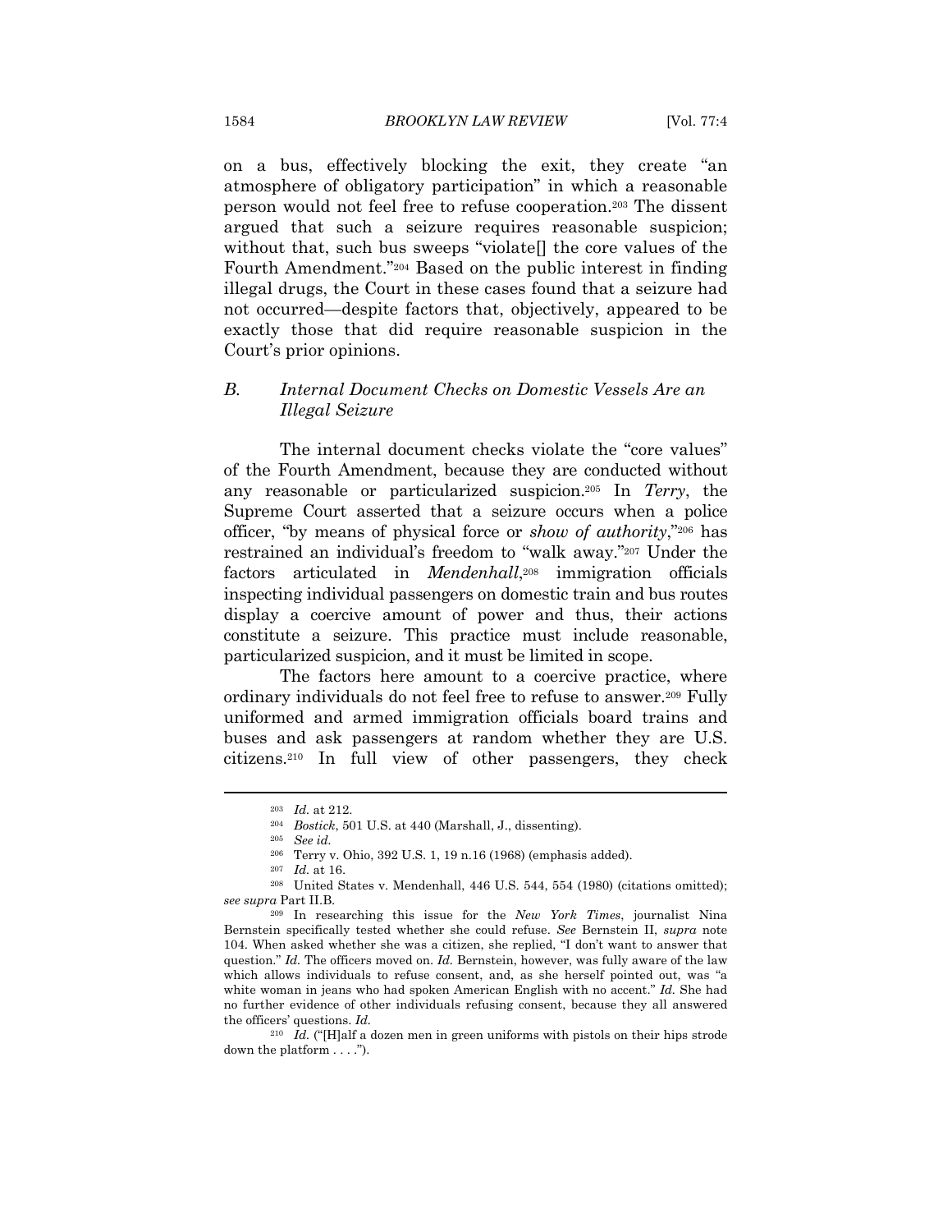on a bus, effectively blocking the exit, they create "an atmosphere of obligatory participation" in which a reasonable person would not feel free to refuse cooperation.[203] The dissent argued that such a seizure requires reasonable suspicion; without that, such bus sweeps "violate[] the core values of the Fourth Amendment."[204] Based on the public interest in finding illegal drugs, the Court in these cases found that a seizure had not occurred—despite factors that, objectively, appeared to be exactly those that did require reasonable suspicion in the Court's prior opinions.

### *B. Internal Document Checks on Domestic Vessels Are an Illegal Seizure*

The internal document checks violate the "core values" of the Fourth Amendment, because they are conducted without any reasonable or particularized suspicion.[205] In *Terry*, the Supreme Court asserted that a seizure occurs when a police officer, "by means of physical force or *show of authority*,"[206] has restrained an individual's freedom to "walk away."[207] Under the factors articulated in *Mendenhall*,[208] immigration officials inspecting individual passengers on domestic train and bus routes display a coercive amount of power and thus, their actions constitute a seizure. This practice must include reasonable, particularized suspicion, and it must be limited in scope.

The factors here amount to a coercive practice, where ordinary individuals do not feel free to refuse to answer.[209] Fully uniformed and armed immigration officials board trains and buses and ask passengers at random whether they are U.S. citizens.[210] In full view of other passengers, they check

---

[203] *Id.* at 212.

[204] *Bostick*, 501 U.S. at 440 (Marshall, J., dissenting).

[205] *See id.*

[206] Terry v. Ohio, 392 U.S. 1, 19 n.16 (1968) (emphasis added).

[207] *Id.* at 16.

[208] United States v. Mendenhall, 446 U.S. 544, 554 (1980) (citations omitted); *see supra* Part II.B.

[209] In researching this issue for the *New York Times*, journalist Nina Bernstein specifically tested whether she could refuse. *See* Bernstein II, *supra* note 104. When asked whether she was a citizen, she replied, "I don't want to answer that question." *Id.* The officers moved on. *Id.* Bernstein, however, was fully aware of the law which allows individuals to refuse consent, and, as she herself pointed out, was "a white woman in jeans who had spoken American English with no accent." *Id.* She had no further evidence of other individuals refusing consent, because they all answered the officers' questions. *Id.*

[210] *Id.* ("[H]alf a dozen men in green uniforms with pistols on their hips strode down the platform . . . .").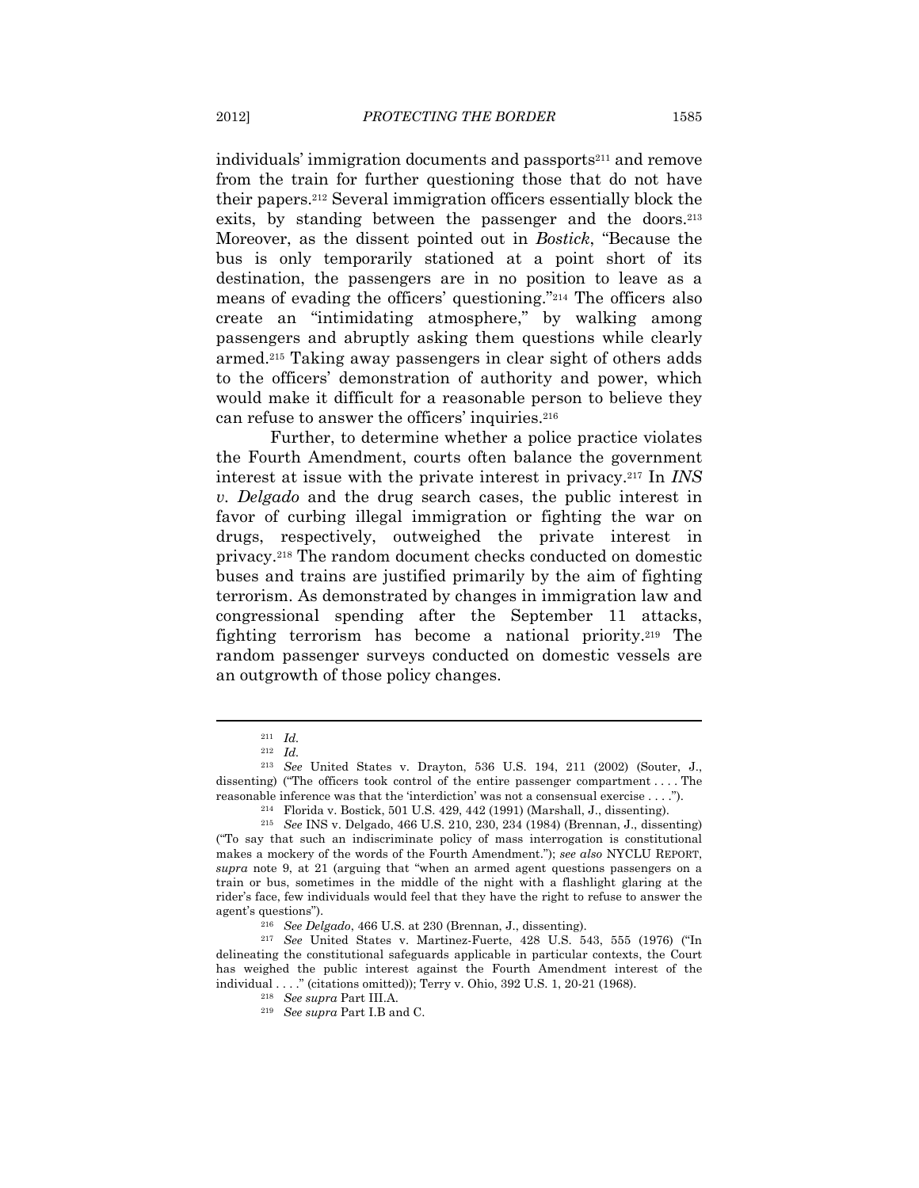individuals' immigration documents and passports[211] and remove from the train for further questioning those that do not have their papers.[212] Several immigration officers essentially block the exits, by standing between the passenger and the doors.[213] Moreover, as the dissent pointed out in *Bostick*, "Because the bus is only temporarily stationed at a point short of its destination, the passengers are in no position to leave as a means of evading the officers' questioning."[214] The officers also create an "intimidating atmosphere," by walking among passengers and abruptly asking them questions while clearly armed.[215] Taking away passengers in clear sight of others adds to the officers' demonstration of authority and power, which would make it difficult for a reasonable person to believe they can refuse to answer the officers' inquiries.[216]

Further, to determine whether a police practice violates the Fourth Amendment, courts often balance the government interest at issue with the private interest in privacy.[217] In *INS v. Delgado* and the drug search cases, the public interest in favor of curbing illegal immigration or fighting the war on drugs, respectively, outweighed the private interest in privacy.[218] The random document checks conducted on domestic buses and trains are justified primarily by the aim of fighting terrorism. As demonstrated by changes in immigration law and congressional spending after the September 11 attacks, fighting terrorism has become a national priority.[219] The random passenger surveys conducted on domestic vessels are an outgrowth of those policy changes.

---

[211] *Id.*

[212] *Id.*

[213] *See* United States v. Drayton, 536 U.S. 194, 211 (2002) (Souter, J., dissenting) ("The officers took control of the entire passenger compartment . . . . The reasonable inference was that the 'interdiction' was not a consensual exercise . . . .").

[214] Florida v. Bostick, 501 U.S. 429, 442 (1991) (Marshall, J., dissenting).

[215] *See* INS v. Delgado, 466 U.S. 210, 230, 234 (1984) (Brennan, J., dissenting) ("To say that such an indiscriminate policy of mass interrogation is constitutional makes a mockery of the words of the Fourth Amendment."); *see also* NYCLU REPORT, *supra* note 9, at 21 (arguing that "when an armed agent questions passengers on a train or bus, sometimes in the middle of the night with a flashlight glaring at the rider's face, few individuals would feel that they have the right to refuse to answer the agent's questions").

[216] *See Delgado*, 466 U.S. at 230 (Brennan, J., dissenting).

[217] *See* United States v. Martinez-Fuerte, 428 U.S. 543, 555 (1976) ("In delineating the constitutional safeguards applicable in particular contexts, the Court has weighed the public interest against the Fourth Amendment interest of the individual . . . ." (citations omitted)); Terry v. Ohio, 392 U.S. 1, 20-21 (1968).

[218] *See supra* Part III.A.

[219] *See supra* Part I.B and C.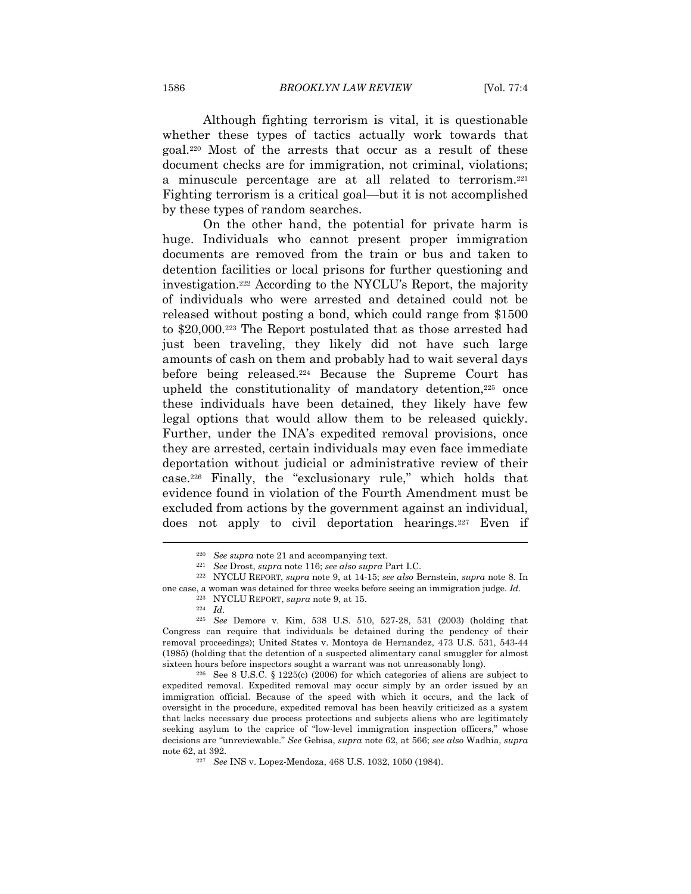Although fighting terrorism is vital, it is questionable whether these types of tactics actually work towards that goal.[220] Most of the arrests that occur as a result of these document checks are for immigration, not criminal, violations; a minuscule percentage are at all related to terrorism.[221] Fighting terrorism is a critical goal—but it is not accomplished by these types of random searches.

On the other hand, the potential for private harm is huge. Individuals who cannot present proper immigration documents are removed from the train or bus and taken to detention facilities or local prisons for further questioning and investigation.[222] According to the NYCLU's Report, the majority of individuals who were arrested and detained could not be released without posting a bond, which could range from $1500 to $20,000.[223] The Report postulated that as those arrested had just been traveling, they likely did not have such large amounts of cash on them and probably had to wait several days before being released.[224] Because the Supreme Court has upheld the constitutionality of mandatory detention,[225] once these individuals have been detained, they likely have few legal options that would allow them to be released quickly. Further, under the INA's expedited removal provisions, once they are arrested, certain individuals may even face immediate deportation without judicial or administrative review of their case.[226] Finally, the "exclusionary rule," which holds that evidence found in violation of the Fourth Amendment must be excluded from actions by the government against an individual, does not apply to civil deportation hearings.[227] Even if

---

[220] *See supra* note 21 and accompanying text.

[221] *See* Drost, *supra* note 116; *see also supra* Part I.C.

[222] NYCLU REPORT, *supra* note 9, at 14-15; *see also* Bernstein, *supra* note 8. In one case, a woman was detained for three weeks before seeing an immigration judge. *Id.*

[223] NYCLU REPORT, *supra* note 9, at 15.

[224] *Id.*

[225] *See* Demore v. Kim, 538 U.S. 510, 527-28, 531 (2003) (holding that Congress can require that individuals be detained during the pendency of their removal proceedings); United States v. Montoya de Hernandez, 473 U.S. 531, 543-44 (1985) (holding that the detention of a suspected alimentary canal smuggler for almost sixteen hours before inspectors sought a warrant was not unreasonably long).

[226] See 8 U.S.C. § 1225(c) (2006) for which categories of aliens are subject to expedited removal. Expedited removal may occur simply by an order issued by an immigration official. Because of the speed with which it occurs, and the lack of oversight in the procedure, expedited removal has been heavily criticized as a system that lacks necessary due process protections and subjects aliens who are legitimately seeking asylum to the caprice of "low-level immigration inspection officers," whose decisions are "unreviewable." *See* Gebisa, *supra* note 62, at 566; *see also* Wadhia, *supra* note 62, at 392.

[227] *See* INS v. Lopez-Mendoza, 468 U.S. 1032, 1050 (1984).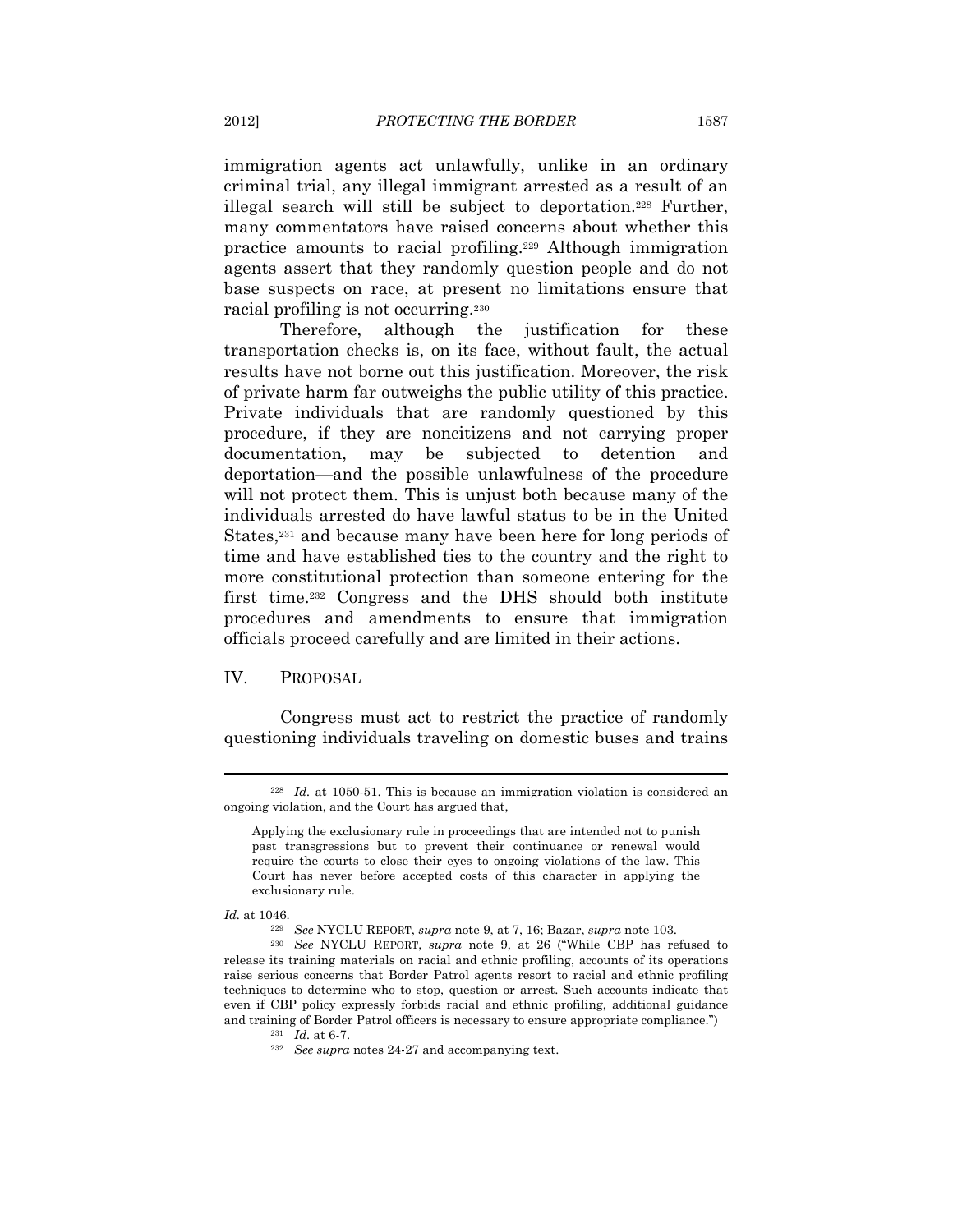immigration agents act unlawfully, unlike in an ordinary criminal trial, any illegal immigrant arrested as a result of an illegal search will still be subject to deportation.[228] Further, many commentators have raised concerns about whether this practice amounts to racial profiling.[229] Although immigration agents assert that they randomly question people and do not base suspects on race, at present no limitations ensure that racial profiling is not occurring.[230]

Therefore, although the justification for these transportation checks is, on its face, without fault, the actual results have not borne out this justification. Moreover, the risk of private harm far outweighs the public utility of this practice. Private individuals that are randomly questioned by this procedure, if they are noncitizens and not carrying proper documentation, may be subjected to detention and deportation—and the possible unlawfulness of the procedure will not protect them. This is unjust both because many of the individuals arrested do have lawful status to be in the United States,[231] and because many have been here for long periods of time and have established ties to the country and the right to more constitutional protection than someone entering for the first time.[232] Congress and the DHS should both institute procedures and amendments to ensure that immigration officials proceed carefully and are limited in their actions.

## IV. PROPOSAL

Congress must act to restrict the practice of randomly questioning individuals traveling on domestic buses and trains

---

[228] *Id.* at 1050-51. This is because an immigration violation is considered an ongoing violation, and the Court has argued that,

> Applying the exclusionary rule in proceedings that are intended not to punish past transgressions but to prevent their continuance or renewal would require the courts to close their eyes to ongoing violations of the law. This Court has never before accepted costs of this character in applying the exclusionary rule.

*Id.* at 1046.

[229] *See* NYCLU REPORT, *supra* note 9, at 7, 16; Bazar, *supra* note 103.

[230] *See* NYCLU REPORT, *supra* note 9, at 26 ("While CBP has refused to release its training materials on racial and ethnic profiling, accounts of its operations raise serious concerns that Border Patrol agents resort to racial and ethnic profiling techniques to determine who to stop, question or arrest. Such accounts indicate that even if CBP policy expressly forbids racial and ethnic profiling, additional guidance and training of Border Patrol officers is necessary to ensure appropriate compliance.")

[231] *Id.* at 6-7.

[232] *See supra* notes 24-27 and accompanying text.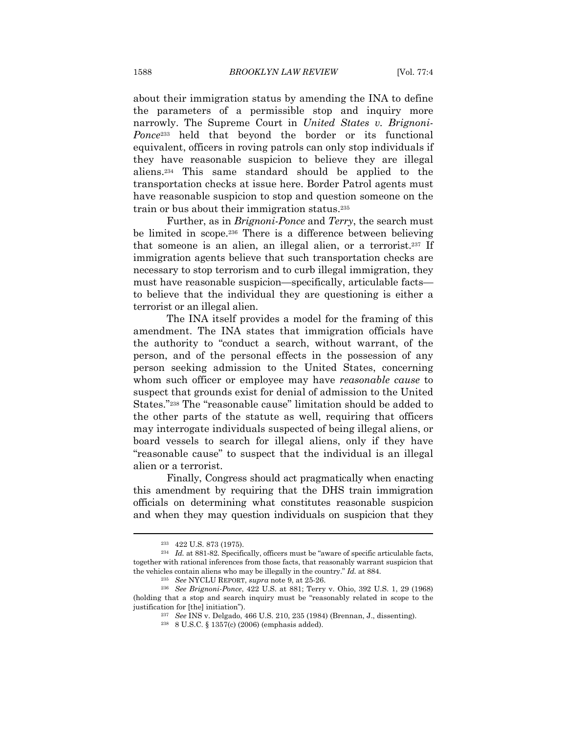about their immigration status by amending the INA to define the parameters of a permissible stop and inquiry more narrowly. The Supreme Court in *United States v. Brignoni-Ponce*[233] held that beyond the border or its functional equivalent, officers in roving patrols can only stop individuals if they have reasonable suspicion to believe they are illegal aliens.[234] This same standard should be applied to the transportation checks at issue here. Border Patrol agents must have reasonable suspicion to stop and question someone on the train or bus about their immigration status.[235]

Further, as in *Brignoni-Ponce* and *Terry*, the search must be limited in scope.[236] There is a difference between believing that someone is an alien, an illegal alien, or a terrorist.[237] If immigration agents believe that such transportation checks are necessary to stop terrorism and to curb illegal immigration, they must have reasonable suspicion—specifically, articulable facts—to believe that the individual they are questioning is either a terrorist or an illegal alien.

The INA itself provides a model for the framing of this amendment. The INA states that immigration officials have the authority to "conduct a search, without warrant, of the person, and of the personal effects in the possession of any person seeking admission to the United States, concerning whom such officer or employee may have *reasonable cause* to suspect that grounds exist for denial of admission to the United States."[238] The "reasonable cause" limitation should be added to the other parts of the statute as well, requiring that officers may interrogate individuals suspected of being illegal aliens, or board vessels to search for illegal aliens, only if they have "reasonable cause" to suspect that the individual is an illegal alien or a terrorist.

Finally, Congress should act pragmatically when enacting this amendment by requiring that the DHS train immigration officials on determining what constitutes reasonable suspicion and when they may question individuals on suspicion that they

---

[233] 422 U.S. 873 (1975).

[234] *Id.* at 881-82. Specifically, officers must be "aware of specific articulable facts, together with rational inferences from those facts, that reasonably warrant suspicion that the vehicles contain aliens who may be illegally in the country." *Id.* at 884.

[235] *See* NYCLU REPORT, *supra* note 9, at 25-26.

[236] *See Brignoni-Ponce*, 422 U.S. at 881; Terry v. Ohio, 392 U.S. 1, 29 (1968) (holding that a stop and search inquiry must be "reasonably related in scope to the justification for [the] initiation").

[237] *See* INS v. Delgado, 466 U.S. 210, 235 (1984) (Brennan, J., dissenting).

[238] 8 U.S.C. § 1357(c) (2006) (emphasis added).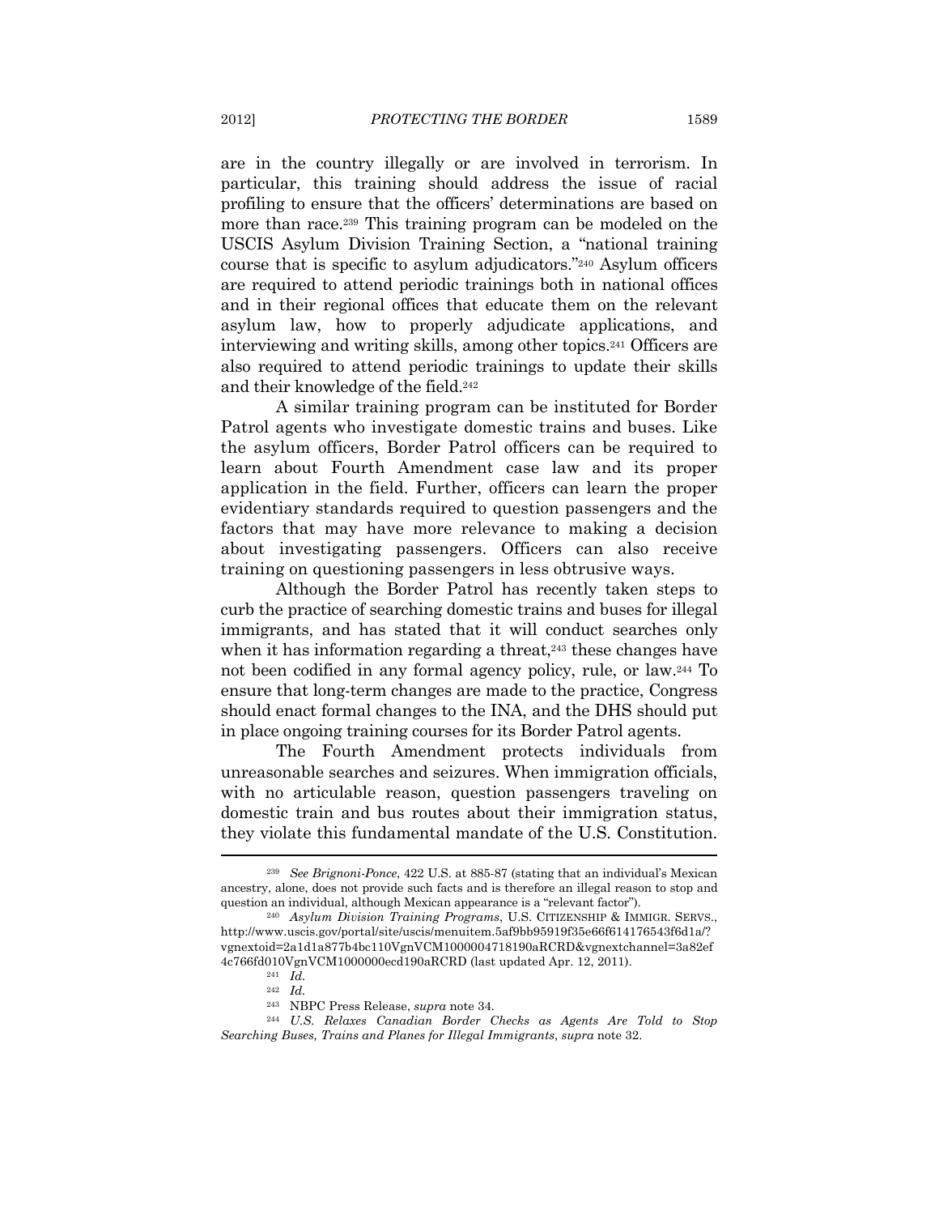are in the country illegally or are involved in terrorism. In particular, this training should address the issue of racial profiling to ensure that the officers' determinations are based on more than race.[239] This training program can be modeled on the USCIS Asylum Division Training Section, a "national training course that is specific to asylum adjudicators."[240] Asylum officers are required to attend periodic trainings both in national offices and in their regional offices that educate them on the relevant asylum law, how to properly adjudicate applications, and interviewing and writing skills, among other topics.[241] Officers are also required to attend periodic trainings to update their skills and their knowledge of the field.[242]

A similar training program can be instituted for Border Patrol agents who investigate domestic trains and buses. Like the asylum officers, Border Patrol officers can be required to learn about Fourth Amendment case law and its proper application in the field. Further, officers can learn the proper evidentiary standards required to question passengers and the factors that may have more relevance to making a decision about investigating passengers. Officers can also receive training on questioning passengers in less obtrusive ways.

Although the Border Patrol has recently taken steps to curb the practice of searching domestic trains and buses for illegal immigrants, and has stated that it will conduct searches only when it has information regarding a threat,[243] these changes have not been codified in any formal agency policy, rule, or law.[244] To ensure that long-term changes are made to the practice, Congress should enact formal changes to the INA, and the DHS should put in place ongoing training courses for its Border Patrol agents.

The Fourth Amendment protects individuals from unreasonable searches and seizures. When immigration officials, with no articulable reason, question passengers traveling on domestic train and bus routes about their immigration status, they violate this fundamental mandate of the U.S. Constitution.

---

[239] *See Brignoni-Ponce*, 422 U.S. at 885-87 (stating that an individual's Mexican ancestry, alone, does not provide such facts and is therefore an illegal reason to stop and question an individual, although Mexican appearance is a "relevant factor").

[240] *Asylum Division Training Programs*, U.S. CITIZENSHIP & IMMIGR. SERVS., http://www.uscis.gov/portal/site/uscis/menuitem.5af9bb95919f35e66f614176543f6d1a/?vgnextoid=2a1d1a877b4bc110VgnVCM1000004718190aRCRD&vgnextchannel=3a82ef4c766fd010VgnVCM1000000ecd190aRCRD (last updated Apr. 12, 2011).

[241] *Id.*

[242] *Id.*

[243] NBPC Press Release, *supra* note 34.

[244] *U.S. Relaxes Canadian Border Checks as Agents Are Told to Stop Searching Buses, Trains and Planes for Illegal Immigrants*, *supra* note 32.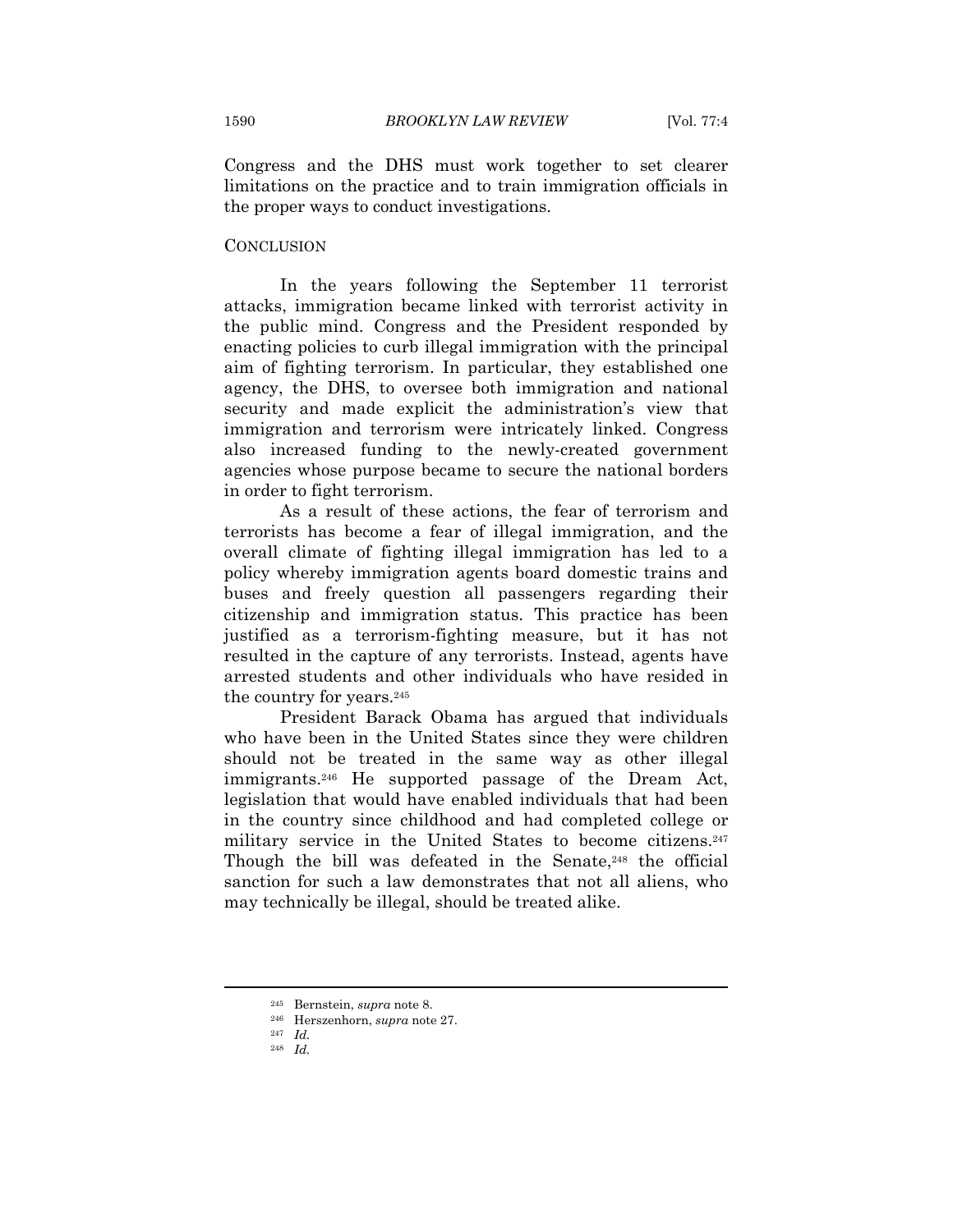Congress and the DHS must work together to set clearer limitations on the practice and to train immigration officials in the proper ways to conduct investigations.

## CONCLUSION

In the years following the September 11 terrorist attacks, immigration became linked with terrorist activity in the public mind. Congress and the President responded by enacting policies to curb illegal immigration with the principal aim of fighting terrorism. In particular, they established one agency, the DHS, to oversee both immigration and national security and made explicit the administration's view that immigration and terrorism were intricately linked. Congress also increased funding to the newly-created government agencies whose purpose became to secure the national borders in order to fight terrorism.

As a result of these actions, the fear of terrorism and terrorists has become a fear of illegal immigration, and the overall climate of fighting illegal immigration has led to a policy whereby immigration agents board domestic trains and buses and freely question all passengers regarding their citizenship and immigration status. This practice has been justified as a terrorism-fighting measure, but it has not resulted in the capture of any terrorists. Instead, agents have arrested students and other individuals who have resided in the country for years.[245]

President Barack Obama has argued that individuals who have been in the United States since they were children should not be treated in the same way as other illegal immigrants.[246] He supported passage of the Dream Act, legislation that would have enabled individuals that had been in the country since childhood and had completed college or military service in the United States to become citizens.[247] Though the bill was defeated in the Senate,[248] the official sanction for such a law demonstrates that not all aliens, who may technically be illegal, should be treated alike.

---

[245] Bernstein, *supra* note 8.

[246] Herszenhorn, *supra* note 27.

[247] *Id.*

[248] *Id.*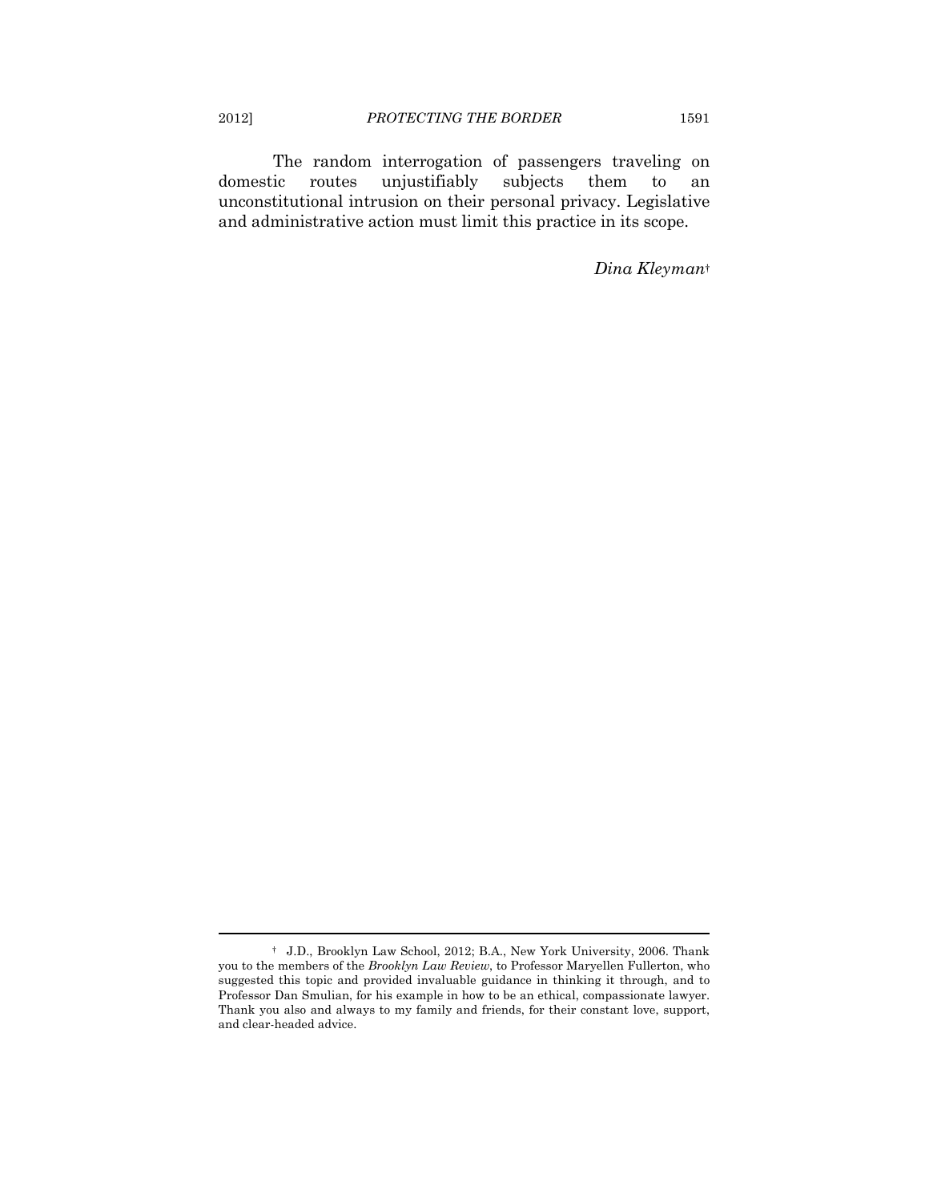The random interrogation of passengers traveling on domestic routes unjustifiably subjects them to an unconstitutional intrusion on their personal privacy. Legislative and administrative action must limit this practice in its scope.

*Dina Kleyman*†

---

† J.D., Brooklyn Law School, 2012; B.A., New York University, 2006. Thank you to the members of the *Brooklyn Law Review*, to Professor Maryellen Fullerton, who suggested this topic and provided invaluable guidance in thinking it through, and to Professor Dan Smulian, for his example in how to be an ethical, compassionate lawyer. Thank you also and always to my family and friends, for their constant love, support, and clear-headed advice.